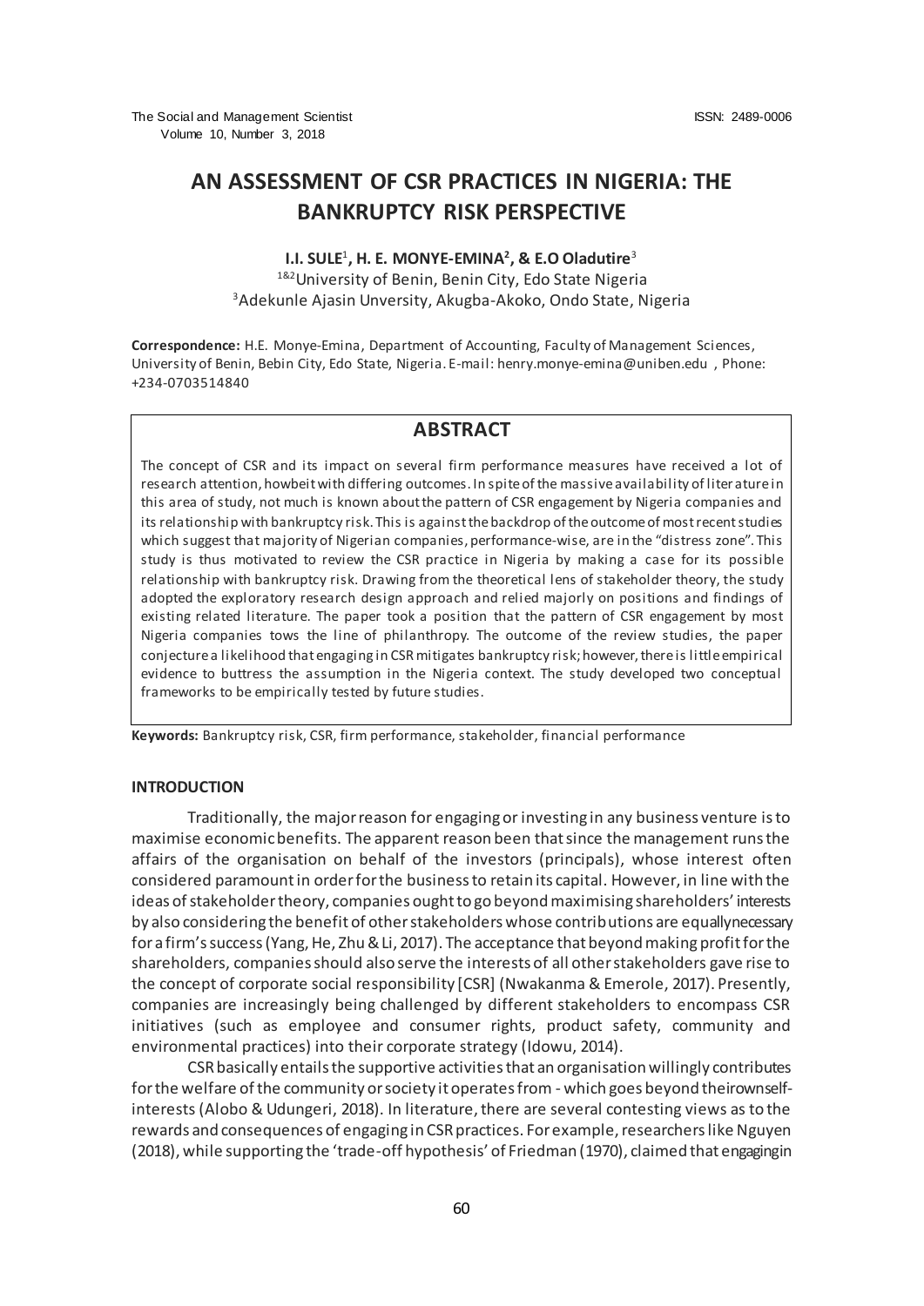# AN ASSESSMENT OF CSR PRACTICES IN NIGERIA: THE BANKRUPTCY RISK PERSPECTIVE

**I.I. SULE**[1], **H. E. MONYE-EMINA**[2], **& E.O Oladutire**[3]

[1&2]University of Benin, Benin City, Edo State Nigeria
[3]Adekunle Ajasin Unversity, Akugba-Akoko, Ondo State, Nigeria

**Correspondence:** H.E. Monye-Emina, Department of Accounting, Faculty of Management Sciences, University of Benin, Bebin City, Edo State, Nigeria. E-mail: henry.monye-emina@uniben.edu , Phone: +234-0703514840

## ABSTRACT

The concept of CSR and its impact on several firm performance measures have received a lot of research attention, howbeit with differing outcomes. In spite of the massive availability of literature in this area of study, not much is known about the pattern of CSR engagement by Nigeria companies and its relationship with bankruptcy risk. This is against the backdrop of the outcome of most recent studies which suggest that majority of Nigerian companies, performance-wise, are in the "distress zone". This study is thus motivated to review the CSR practice in Nigeria by making a case for its possible relationship with bankruptcy risk. Drawing from the theoretical lens of stakeholder theory, the study adopted the exploratory research design approach and relied majorly on positions and findings of existing related literature. The paper took a position that the pattern of CSR engagement by most Nigeria companies tows the line of philanthropy. The outcome of the review studies, the paper conjecture a likelihood that engaging in CSR mitigates bankruptcy risk; however, there is little empirical evidence to buttress the assumption in the Nigeria context. The study developed two conceptual frameworks to be empirically tested by future studies.

**Keywords:** Bankruptcy risk, CSR, firm performance, stakeholder, financial performance

## INTRODUCTION

Traditionally, the major reason for engaging or investing in any business venture is to maximise economic benefits. The apparent reason been that since the management runs the affairs of the organisation on behalf of the investors (principals), whose interest often considered paramount in order for the business to retain its capital. However, in line with the ideas of stakeholder theory, companies ought to go beyond maximising shareholders' interests by also considering the benefit of other stakeholders whose contributions are equally necessary for a firm's success (Yang, He, Zhu & Li, 2017). The acceptance that beyond making profit for the shareholders, companies should also serve the interests of all other stakeholders gave rise to the concept of corporate social responsibility [CSR] (Nwakanma & Emerole, 2017). Presently, companies are increasingly being challenged by different stakeholders to encompass CSR initiatives (such as employee and consumer rights, product safety, community and environmental practices) into their corporate strategy (Idowu, 2014).

CSR basically entails the supportive activities that an organisation willingly contributes for the welfare of the community or society it operates from - which goes beyond their own self-interests (Alobo & Udungeri, 2018). In literature, there are several contesting views as to the rewards and consequences of engaging in CSR practices. For example, researchers like Nguyen (2018), while supporting the 'trade-off hypothesis' of Friedman (1970), claimed that engaging in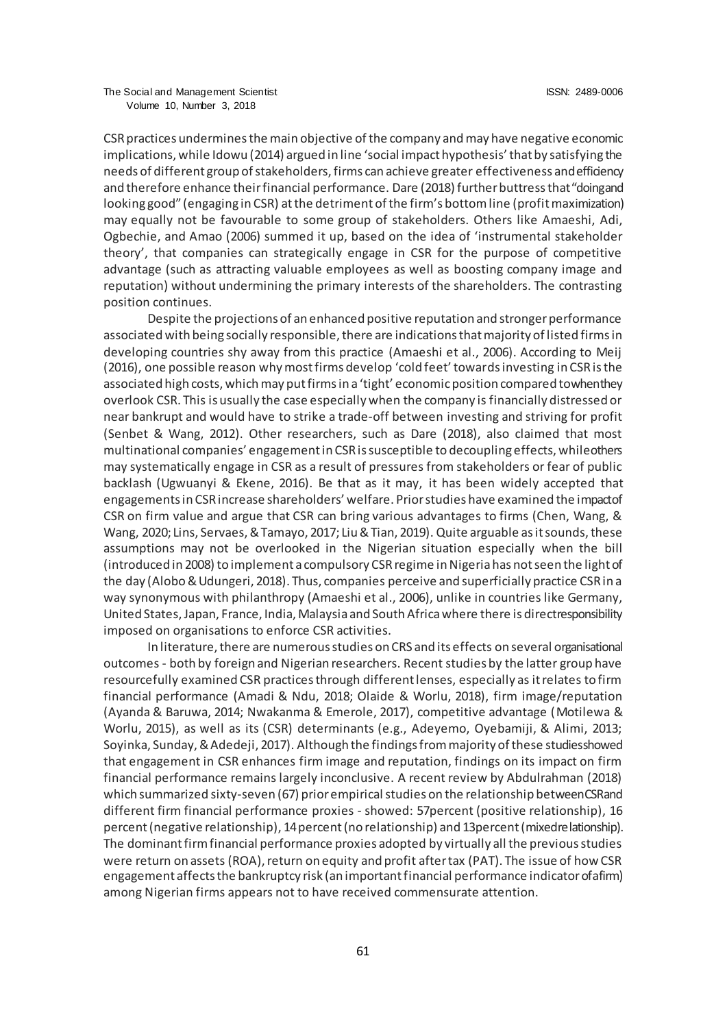CSR practices undermines the main objective of the company and may have negative economic implications, while Idowu (2014) argued in line 'social impact hypothesis' that by satisfying the needs of different group of stakeholders, firms can achieve greater effectiveness and efficiency and therefore enhance their financial performance. Dare (2018) further buttress that "doing and looking good" (engaging in CSR) at the detriment of the firm's bottom line (profit maximization) may equally not be favourable to some group of stakeholders. Others like Amaeshi, Adi, Ogbechie, and Amao (2006) summed it up, based on the idea of 'instrumental stakeholder theory', that companies can strategically engage in CSR for the purpose of competitive advantage (such as attracting valuable employees as well as boosting company image and reputation) without undermining the primary interests of the shareholders. The contrasting position continues.

Despite the projections of an enhanced positive reputation and stronger performance associated with being socially responsible, there are indications that majority of listed firms in developing countries shy away from this practice (Amaeshi et al., 2006). According to Meij (2016), one possible reason why most firms develop 'cold feet' towards investing in CSR is the associated high costs, which may put firms in a 'tight' economic position compared to when they overlook CSR. This is usually the case especially when the company is financially distressed or near bankrupt and would have to strike a trade-off between investing and striving for profit (Senbet & Wang, 2012). Other researchers, such as Dare (2018), also claimed that most multinational companies' engagement in CSR is susceptible to decoupling effects, while others may systematically engage in CSR as a result of pressures from stakeholders or fear of public backlash (Ugwuanyi & Ekene, 2016). Be that as it may, it has been widely accepted that engagements in CSR increase shareholders' welfare. Prior studies have examined the impact of CSR on firm value and argue that CSR can bring various advantages to firms (Chen, Wang, & Wang, 2020; Lins, Servaes, & Tamayo, 2017; Liu & Tian, 2019). Quite arguable as it sounds, these assumptions may not be overlooked in the Nigerian situation especially when the bill (introduced in 2008) to implement a compulsory CSR regime in Nigeria has not seen the light of the day (Alobo & Udungeri, 2018). Thus, companies perceive and superficially practice CSR in a way synonymous with philanthropy (Amaeshi et al., 2006), unlike in countries like Germany, United States, Japan, France, India, Malaysia and South Africa where there is direct responsibility imposed on organisations to enforce CSR activities.

In literature, there are numerous studies on CRS and its effects on several organisational outcomes - both by foreign and Nigerian researchers. Recent studies by the latter group have resourcefully examined CSR practices through different lenses, especially as it relates to firm financial performance (Amadi & Ndu, 2018; Olaide & Worlu, 2018), firm image/reputation (Ayanda & Baruwa, 2014; Nwakanma & Emerole, 2017), competitive advantage (Motilewa & Worlu, 2015), as well as its (CSR) determinants (e.g., Adeyemo, Oyebamiji, & Alimi, 2013; Soyinka, Sunday, & Adedeji, 2017). Although the findings from majority of these studies showed that engagement in CSR enhances firm image and reputation, findings on its impact on firm financial performance remains largely inconclusive. A recent review by Abdulrahman (2018) which summarized sixty-seven (67) prior empirical studies on the relationship between CSR and different firm financial performance proxies - showed: 57percent (positive relationship), 16 percent (negative relationship), 14 percent (no relationship) and 13percent (mixed relationship). The dominant firm financial performance proxies adopted by virtually all the previous studies were return on assets (ROA), return on equity and profit after tax (PAT). The issue of how CSR engagement affects the bankruptcy risk (an important financial performance indicator of a firm) among Nigerian firms appears not to have received commensurate attention.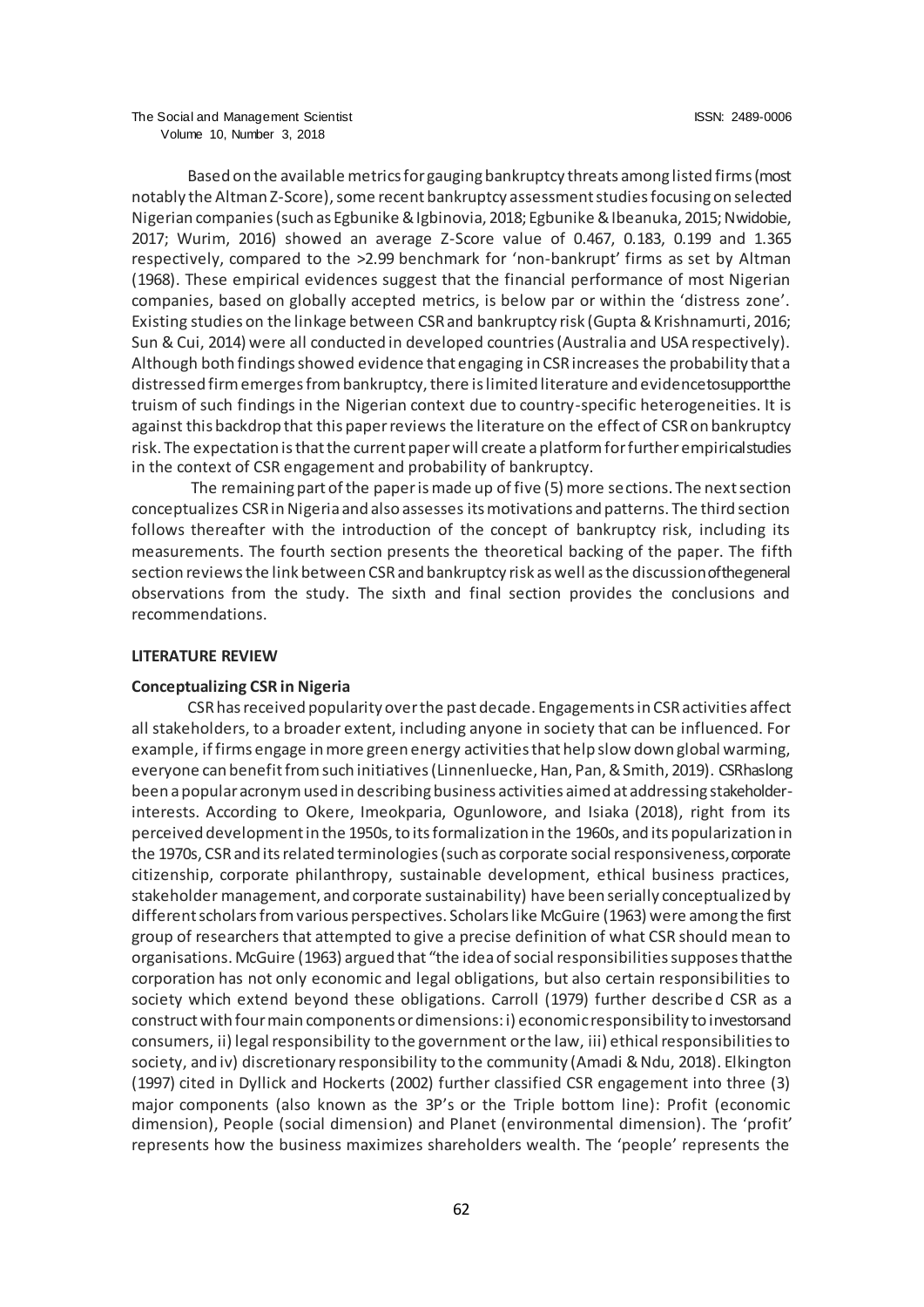Based on the available metrics for gauging bankruptcy threats among listed firms (most notably the Altman Z-Score), some recent bankruptcy assessment studies focusing on selected Nigerian companies (such as Egbunike & Igbinovia, 2018; Egbunike & Ibeanuka, 2015; Nwidobie, 2017; Wurim, 2016) showed an average Z-Score value of 0.467, 0.183, 0.199 and 1.365 respectively, compared to the >2.99 benchmark for 'non-bankrupt' firms as set by Altman (1968). These empirical evidences suggest that the financial performance of most Nigerian companies, based on globally accepted metrics, is below par or within the 'distress zone'. Existing studies on the linkage between CSR and bankruptcy risk (Gupta & Krishnamurti, 2016; Sun & Cui, 2014) were all conducted in developed countries (Australia and USA respectively). Although both findings showed evidence that engaging in CSR increases the probability that a distressed firm emerges from bankruptcy, there is limited literature and evidence to support the truism of such findings in the Nigerian context due to country-specific heterogeneities. It is against this backdrop that this paper reviews the literature on the effect of CSR on bankruptcy risk. The expectation is that the current paper will create a platform for further empirical studies in the context of CSR engagement and probability of bankruptcy.

The remaining part of the paper is made up of five (5) more sections. The next section conceptualizes CSR in Nigeria and also assesses its motivations and patterns. The third section follows thereafter with the introduction of the concept of bankruptcy risk, including its measurements. The fourth section presents the theoretical backing of the paper. The fifth section reviews the link between CSR and bankruptcy risk as well as the discussion of the general observations from the study. The sixth and final section provides the conclusions and recommendations.

## LITERATURE REVIEW

### Conceptualizing CSR in Nigeria

CSR has received popularity over the past decade. Engagements in CSR activities affect all stakeholders, to a broader extent, including anyone in society that can be influenced. For example, if firms engage in more green energy activities that help slow down global warming, everyone can benefit from such initiatives (Linnenluecke, Han, Pan, & Smith, 2019). CSR has long been a popular acronym used in describing business activities aimed at addressing stakeholder-interests. According to Okere, Imeokparia, Ogunlowore, and Isiaka (2018), right from its perceived development in the 1950s, to its formalization in the 1960s, and its popularization in the 1970s, CSR and its related terminologies (such as corporate social responsiveness, corporate citizenship, corporate philanthropy, sustainable development, ethical business practices, stakeholder management, and corporate sustainability) have been serially conceptualized by different scholars from various perspectives. Scholars like McGuire (1963) were among the first group of researchers that attempted to give a precise definition of what CSR should mean to organisations. McGuire (1963) argued that "the idea of social responsibilities supposes that the corporation has not only economic and legal obligations, but also certain responsibilities to society which extend beyond these obligations. Carroll (1979) further described CSR as a construct with four main components or dimensions: i) economic responsibility to investors and consumers, ii) legal responsibility to the government or the law, iii) ethical responsibilities to society, and iv) discretionary responsibility to the community (Amadi & Ndu, 2018). Elkington (1997) cited in Dyllick and Hockerts (2002) further classified CSR engagement into three (3) major components (also known as the 3P's or the Triple bottom line): Profit (economic dimension), People (social dimension) and Planet (environmental dimension). The 'profit' represents how the business maximizes shareholders wealth. The 'people' represents the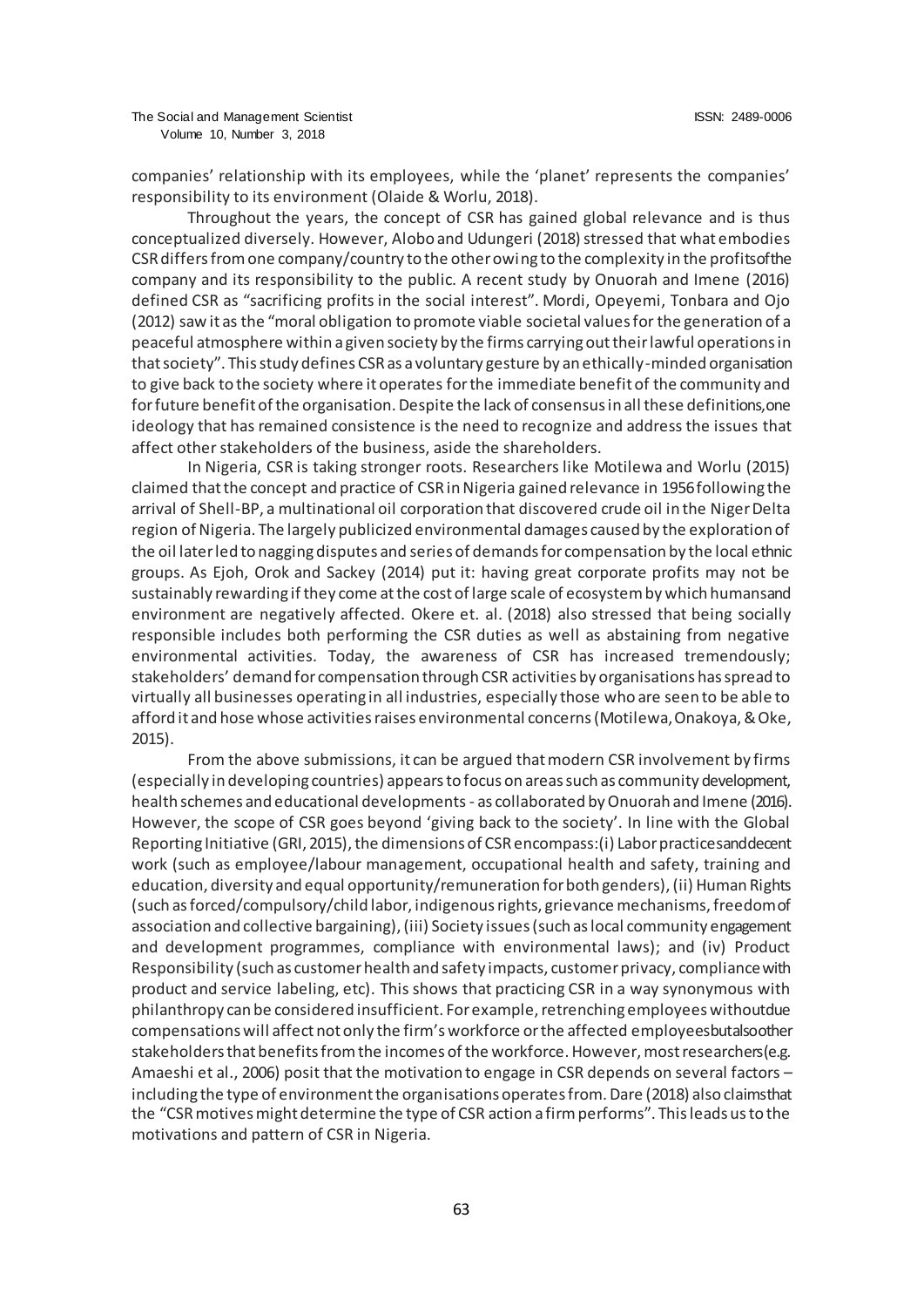companies' relationship with its employees, while the 'planet' represents the companies' responsibility to its environment (Olaide & Worlu, 2018).

Throughout the years, the concept of CSR has gained global relevance and is thus conceptualized diversely. However, Alobo and Udungeri (2018) stressed that what embodies CSR differs from one company/country to the other owing to the complexity in the profits of the company and its responsibility to the public. A recent study by Onuorah and Imene (2016) defined CSR as "sacrificing profits in the social interest". Mordi, Opeyemi, Tonbara and Ojo (2012) saw it as the "moral obligation to promote viable societal values for the generation of a peaceful atmosphere within a given society by the firms carrying out their lawful operations in that society". This study defines CSR as a voluntary gesture by an ethically-minded organisation to give back to the society where it operates for the immediate benefit of the community and for future benefit of the organisation. Despite the lack of consensus in all these definitions, one ideology that has remained consistence is the need to recognize and address the issues that affect other stakeholders of the business, aside the shareholders.

In Nigeria, CSR is taking stronger roots. Researchers like Motilewa and Worlu (2015) claimed that the concept and practice of CSR in Nigeria gained relevance in 1956 following the arrival of Shell-BP, a multinational oil corporation that discovered crude oil in the Niger Delta region of Nigeria. The largely publicized environmental damages caused by the exploration of the oil later led to nagging disputes and series of demands for compensation by the local ethnic groups. As Ejoh, Orok and Sackey (2014) put it: having great corporate profits may not be sustainably rewarding if they come at the cost of large scale of ecosystem by which humans and environment are negatively affected. Okere et. al. (2018) also stressed that being socially responsible includes both performing the CSR duties as well as abstaining from negative environmental activities. Today, the awareness of CSR has increased tremendously; stakeholders' demand for compensation through CSR activities by organisations has spread to virtually all businesses operating in all industries, especially those who are seen to be able to afford it and hose whose activities raises environmental concerns (Motilewa, Onakoya, & Oke, 2015).

From the above submissions, it can be argued that modern CSR involvement by firms (especially in developing countries) appears to focus on areas such as community development, health schemes and educational developments - as collaborated by Onuorah and Imene (2016). However, the scope of CSR goes beyond 'giving back to the society'. In line with the Global Reporting Initiative (GRI, 2015), the dimensions of CSR encompass: (i) Labor practices and decent work (such as employee/labour management, occupational health and safety, training and education, diversity and equal opportunity/remuneration for both genders), (ii) Human Rights (such as forced/compulsory/child labor, indigenous rights, grievance mechanisms, freedom of association and collective bargaining), (iii) Society issues (such as local community engagement and development programmes, compliance with environmental laws); and (iv) Product Responsibility (such as customer health and safety impacts, customer privacy, compliance with product and service labeling, etc). This shows that practicing CSR in a way synonymous with philanthropy can be considered insufficient. For example, retrenching employees without due compensations will affect not only the firm's workforce or the affected employees but also other stakeholders that benefits from the incomes of the workforce. However, most researchers (e.g. Amaeshi et al., 2006) posit that the motivation to engage in CSR depends on several factors – including the type of environment the organisations operates from. Dare (2018) also claims that the "CSR motives might determine the type of CSR action a firm performs". This leads us to the motivations and pattern of CSR in Nigeria.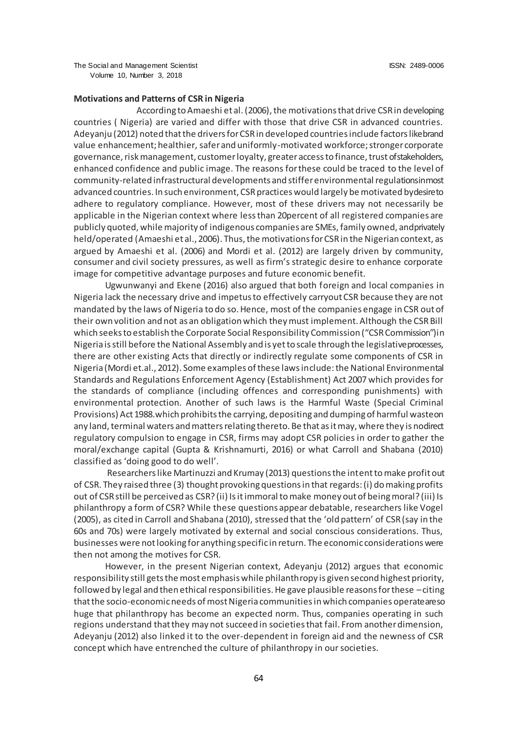**Motivations and Patterns of CSR in Nigeria**

According to Amaeshi et al. (2006), the motivations that drive CSR in developing countries ( Nigeria) are varied and differ with those that drive CSR in advanced countries. Adeyanju (2012) noted that the drivers for CSR in developed countries include factors like brand value enhancement; healthier, safer and uniformly-motivated workforce; stronger corporate governance, risk management, customer loyalty, greater access to finance, trust of stakeholders, enhanced confidence and public image. The reasons for these could be traced to the level of community-related infrastructural developments and stiffer environmental regulations in most advanced countries. In such environment, CSR practices would largely be motivated by desire to adhere to regulatory compliance. However, most of these drivers may not necessarily be applicable in the Nigerian context where less than 20percent of all registered companies are publicly quoted, while majority of indigenous companies are SMEs, family owned, and privately held/operated (Amaeshi et al., 2006). Thus, the motivations for CSR in the Nigerian context, as argued by Amaeshi et al. (2006) and Mordi et al. (2012) are largely driven by community, consumer and civil society pressures, as well as firm's strategic desire to enhance corporate image for competitive advantage purposes and future economic benefit.

Ugwunwanyi and Ekene (2016) also argued that both foreign and local companies in Nigeria lack the necessary drive and impetus to effectively carryout CSR because they are not mandated by the laws of Nigeria to do so. Hence, most of the companies engage in CSR out of their own volition and not as an obligation which they must implement. Although the CSR Bill which seeks to establish the Corporate Social Responsibility Commission ("CSR Commission") in Nigeria is still before the National Assembly and is yet to scale through the legislative processes, there are other existing Acts that directly or indirectly regulate some components of CSR in Nigeria (Mordi et.al., 2012). Some examples of these laws include: the National Environmental Standards and Regulations Enforcement Agency (Establishment) Act 2007 which provides for the standards of compliance (including offences and corresponding punishments) with environmental protection. Another of such laws is the Harmful Waste (Special Criminal Provisions) Act 1988.which prohibits the carrying, depositing and dumping of harmful waste on any land, terminal waters and matters relating thereto. Be that as it may, where they is no direct regulatory compulsion to engage in CSR, firms may adopt CSR policies in order to gather the moral/exchange capital (Gupta & Krishnamurti, 2016) or what Carroll and Shabana (2010) classified as 'doing good to do well'.

Researchers like Martinuzzi and Krumay (2013) questions the intent to make profit out of CSR. They raised three (3) thought provoking questions in that regards: (i) do making profits out of CSR still be perceived as CSR? (ii) Is it immoral to make money out of being moral? (iii) Is philanthropy a form of CSR? While these questions appear debatable, researchers like Vogel (2005), as cited in Carroll and Shabana (2010), stressed that the 'old pattern' of CSR (say in the 60s and 70s) were largely motivated by external and social conscious considerations. Thus, businesses were not looking for anything specific in return. The economic considerations were then not among the motives for CSR.

However, in the present Nigerian context, Adeyanju (2012) argues that economic responsibility still gets the most emphasis while philanthropy is given second highest priority, followed by legal and then ethical responsibilities. He gave plausible reasons for these – citing that the socio-economic needs of most Nigeria communities in which companies operate are so huge that philanthropy has become an expected norm. Thus, companies operating in such regions understand that they may not succeed in societies that fail. From another dimension, Adeyanju (2012) also linked it to the over-dependent in foreign aid and the newness of CSR concept which have entrenched the culture of philanthropy in our societies.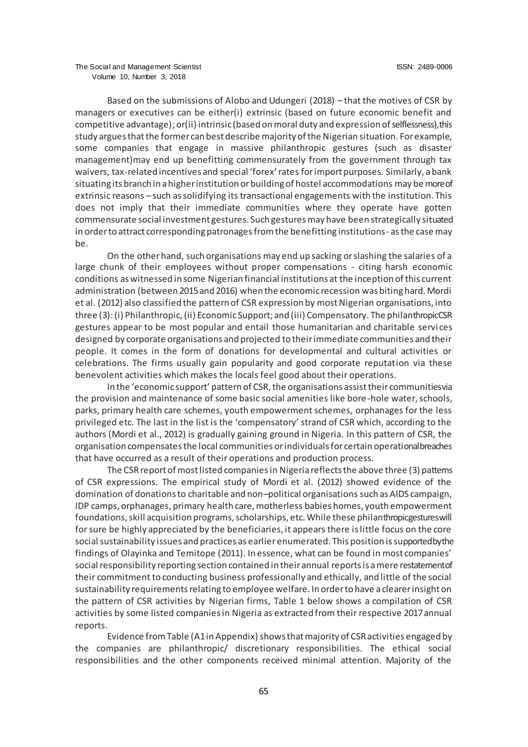Based on the submissions of Alobo and Udungeri (2018) – that the motives of CSR by managers or executives can be either(i) extrinsic (based on future economic benefit and competitive advantage); or(ii) intrinsic (based on moral duty and expression of selflessness), this study argues that the former can best describe majority of the Nigerian situation. For example, some companies that engage in massive philanthropic gestures (such as disaster management)may end up benefitting commensurately from the government through tax waivers, tax-related incentives and special 'forex' rates for import purposes. Similarly, a bank situating its branch in a higher institution or building of hostel accommodations may be more of extrinsic reasons – such as solidifying its transactional engagements with the institution. This does not imply that their immediate communities where they operate have gotten commensurate social investment gestures. Such gestures may have been strategically situated in order to attract corresponding patronages from the benefitting institutions - as the case may be.

On the other hand, such organisations may end up sacking or slashing the salaries of a large chunk of their employees without proper compensations - citing harsh economic conditions as witnessed in some Nigerian financial institutions at the inception of this current administration (between 2015 and 2016) when the economic recession was biting hard. Mordi et al. (2012) also classified the pattern of CSR expression by most Nigerian organisations, into three (3): (i) Philanthropic, (ii) Economic Support; and (iii) Compensatory. The philanthropic CSR gestures appear to be most popular and entail those humanitarian and charitable services designed by corporate organisations and projected to their immediate communities and their people. It comes in the form of donations for developmental and cultural activities or celebrations. The firms usually gain popularity and good corporate reputation via these benevolent activities which makes the locals feel good about their operations.

In the 'economic support' pattern of CSR, the organisations assist their communities via the provision and maintenance of some basic social amenities like bore-hole water, schools, parks, primary health care schemes, youth empowerment schemes, orphanages for the less privileged etc. The last in the list is the 'compensatory' strand of CSR which, according to the authors (Mordi et al., 2012) is gradually gaining ground in Nigeria. In this pattern of CSR, the organisation compensates the local communities or individuals for certain operational breaches that have occurred as a result of their operations and production process.

The CSR report of most listed companies in Nigeria reflects the above three (3) patterns of CSR expressions. The empirical study of Mordi et al. (2012) showed evidence of the domination of donations to charitable and non–political organisations such as AIDS campaign, IDP camps, orphanages, primary health care, motherless babies homes, youth empowerment foundations, skill acquisition programs, scholarships, etc. While these philanthropic gestures will for sure be highly appreciated by the beneficiaries, it appears there is little focus on the core social sustainability issues and practices as earlier enumerated. This position is supported by the findings of Olayinka and Temitope (2011). In essence, what can be found in most companies' social responsibility reporting section contained in their annual reports is a mere restatement of their commitment to conducting business professionally and ethically, and little of the social sustainability requirements relating to employee welfare. In order to have a clearer insight on the pattern of CSR activities by Nigerian firms, Table 1 below shows a compilation of CSR activities by some listed companies in Nigeria as extracted from their respective 2017 annual reports.

Evidence from Table (A1 in Appendix) shows that majority of CSR activities engaged by the companies are philanthropic/ discretionary responsibilities. The ethical social responsibilities and the other components received minimal attention. Majority of the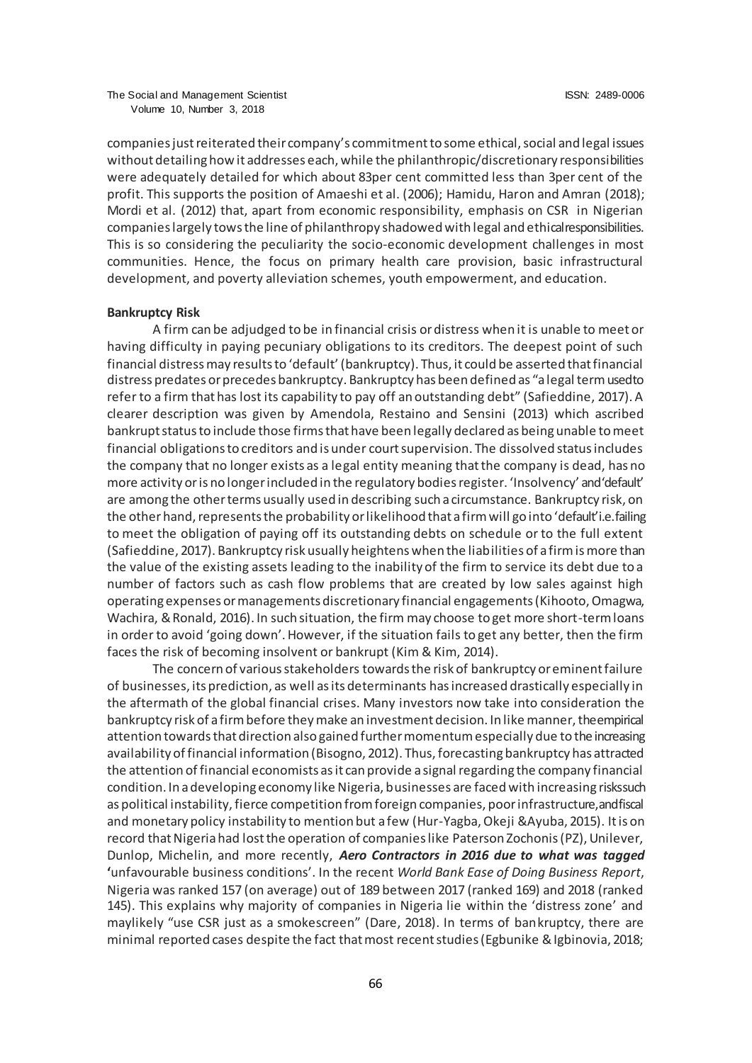companies just reiterated their company's commitment to some ethical, social and legal issues without detailing how it addresses each, while the philanthropic/discretionary responsibilities were adequately detailed for which about 83per cent committed less than 3per cent of the profit. This supports the position of Amaeshi et al. (2006); Hamidu, Haron and Amran (2018); Mordi et al. (2012) that, apart from economic responsibility, emphasis on CSR in Nigerian companies largely tows the line of philanthropy shadowed with legal and ethical responsibilities. This is so considering the peculiarity the socio-economic development challenges in most communities. Hence, the focus on primary health care provision, basic infrastructural development, and poverty alleviation schemes, youth empowerment, and education.

**Bankruptcy Risk**

A firm can be adjudged to be in financial crisis or distress when it is unable to meet or having difficulty in paying pecuniary obligations to its creditors. The deepest point of such financial distress may results to 'default' (bankruptcy). Thus, it could be asserted that financial distress predates or precedes bankruptcy. Bankruptcy has been defined as "a legal term usedto refer to a firm that has lost its capability to pay off an outstanding debt" (Safieddine, 2017). A clearer description was given by Amendola, Restaino and Sensini (2013) which ascribed bankrupt status to include those firms that have been legally declared as being unable to meet financial obligations to creditors and is under court supervision. The dissolved status includes the company that no longer exists as a legal entity meaning that the company is dead, has no more activity or is no longer included in the regulatory bodies register. 'Insolvency' and 'default' are among the other terms usually used in describing such a circumstance. Bankruptcy risk, on the other hand, represents the probability or likelihood that a firm will go into 'default' i.e. failing to meet the obligation of paying off its outstanding debts on schedule or to the full extent (Safieddine, 2017). Bankruptcy risk usually heightens when the liabilities of a firm is more than the value of the existing assets leading to the inability of the firm to service its debt due to a number of factors such as cash flow problems that are created by low sales against high operating expenses or managements discretionary financial engagements (Kihooto, Omagwa, Wachira, & Ronald, 2016). In such situation, the firm may choose to get more short-term loans in order to avoid 'going down'. However, if the situation fails to get any better, then the firm faces the risk of becoming insolvent or bankrupt (Kim & Kim, 2014).

The concern of various stakeholders towards the risk of bankruptcy or eminent failure of businesses, its prediction, as well as its determinants has increased drastically especially in the aftermath of the global financial crises. Many investors now take into consideration the bankruptcy risk of a firm before they make an investment decision. In like manner, the empirical attention towards that direction also gained further momentum especially due to the increasing availability of financial information (Bisogno, 2012). Thus, forecasting bankruptcy has attracted the attention of financial economists as it can provide a signal regarding the company financial condition. In a developing economy like Nigeria, businesses are faced with increasing risks such as political instability, fierce competition from foreign companies, poor infrastructure, and fiscal and monetary policy instability to mention but a few (Hur-Yagba, Okeji &Ayuba, 2015). It is on record that Nigeria had lost the operation of companies like Paterson Zochonis (PZ), Unilever, Dunlop, Michelin, and more recently, ***Aero Contractors in 2016 due to what was tagged*** 'unfavourable business conditions'. In the recent *World Bank Ease of Doing Business Report*, Nigeria was ranked 157 (on average) out of 189 between 2017 (ranked 169) and 2018 (ranked 145). This explains why majority of companies in Nigeria lie within the 'distress zone' and maylikely "use CSR just as a smokescreen" (Dare, 2018). In terms of bankruptcy, there are minimal reported cases despite the fact that most recent studies (Egbunike & Igbinovia, 2018;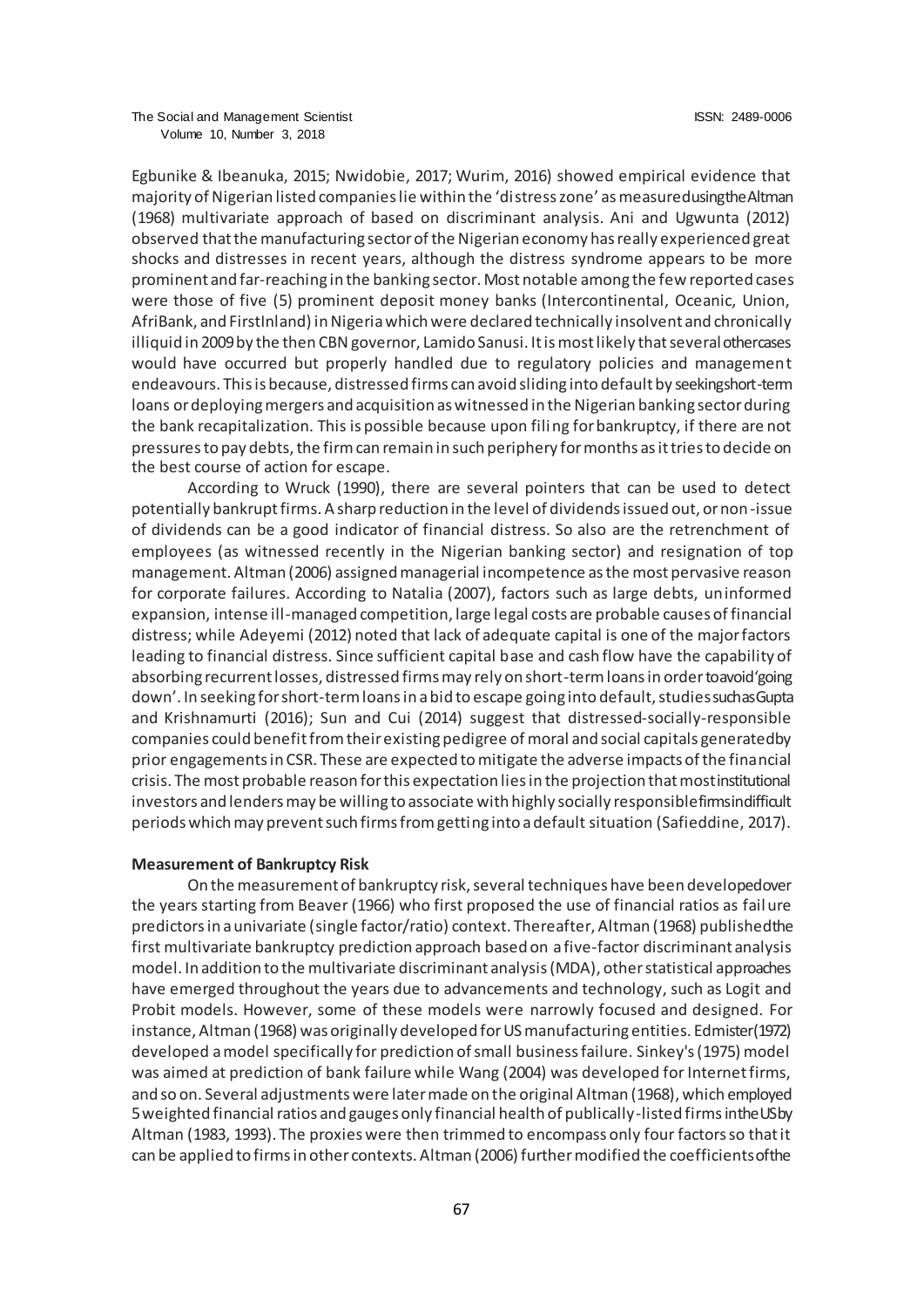Egbunike & Ibeanuka, 2015; Nwidobie, 2017; Wurim, 2016) showed empirical evidence that majority of Nigerian listed companies lie within the 'distress zone' as measured using the Altman (1968) multivariate approach of based on discriminant analysis. Ani and Ugwunta (2012) observed that the manufacturing sector of the Nigerian economy has really experienced great shocks and distresses in recent years, although the distress syndrome appears to be more prominent and far-reaching in the banking sector. Most notable among the few reported cases were those of five (5) prominent deposit money banks (Intercontinental, Oceanic, Union, AfriBank, and FirstInland) in Nigeria which were declared technically insolvent and chronically illiquid in 2009 by the then CBN governor, Lamido Sanusi. It is most likely that several other cases would have occurred but properly handled due to regulatory policies and management endeavours. This is because, distressed firms can avoid sliding into default by seeking short-term loans or deploying mergers and acquisition as witnessed in the Nigerian banking sector during the bank recapitalization. This is possible because upon filing for bankruptcy, if there are not pressures to pay debts, the firm can remain in such periphery for months as it tries to decide on the best course of action for escape.

According to Wruck (1990), there are several pointers that can be used to detect potentially bankrupt firms. A sharp reduction in the level of dividends issued out, or non-issue of dividends can be a good indicator of financial distress. So also are the retrenchment of employees (as witnessed recently in the Nigerian banking sector) and resignation of top management. Altman (2006) assigned managerial incompetence as the most pervasive reason for corporate failures. According to Natalia (2007), factors such as large debts, uninformed expansion, intense ill-managed competition, large legal costs are probable causes of financial distress; while Adeyemi (2012) noted that lack of adequate capital is one of the major factors leading to financial distress. Since sufficient capital base and cash flow have the capability of absorbing recurrent losses, distressed firms may rely on short-term loans in order to avoid 'going down'. In seeking for short-term loans in a bid to escape going into default, studies such as Gupta and Krishnamurti (2016); Sun and Cui (2014) suggest that distressed-socially-responsible companies could benefit from their existing pedigree of moral and social capitals generated by prior engagements in CSR. These are expected to mitigate the adverse impacts of the financial crisis. The most probable reason for this expectation lies in the projection that most institutional investors and lenders may be willing to associate with highly socially responsible firms in difficult periods which may prevent such firms from getting into a default situation (Safieddine, 2017).

**Measurement of Bankruptcy Risk**

On the measurement of bankruptcy risk, several techniques have been developed over the years starting from Beaver (1966) who first proposed the use of financial ratios as failure predictors in a univariate (single factor/ratio) context. Thereafter, Altman (1968) published the first multivariate bankruptcy prediction approach based on a five-factor discriminant analysis model. In addition to the multivariate discriminant analysis (MDA), other statistical approaches have emerged throughout the years due to advancements and technology, such as Logit and Probit models. However, some of these models were narrowly focused and designed. For instance, Altman (1968) was originally developed for US manufacturing entities. Edmister (1972) developed a model specifically for prediction of small business failure. Sinkey's (1975) model was aimed at prediction of bank failure while Wang (2004) was developed for Internet firms, and so on. Several adjustments were later made on the original Altman (1968), which employed 5 weighted financial ratios and gauges only financial health of publically-listed firms in the US by Altman (1983, 1993). The proxies were then trimmed to encompass only four factors so that it can be applied to firms in other contexts. Altman (2006) further modified the coefficients of the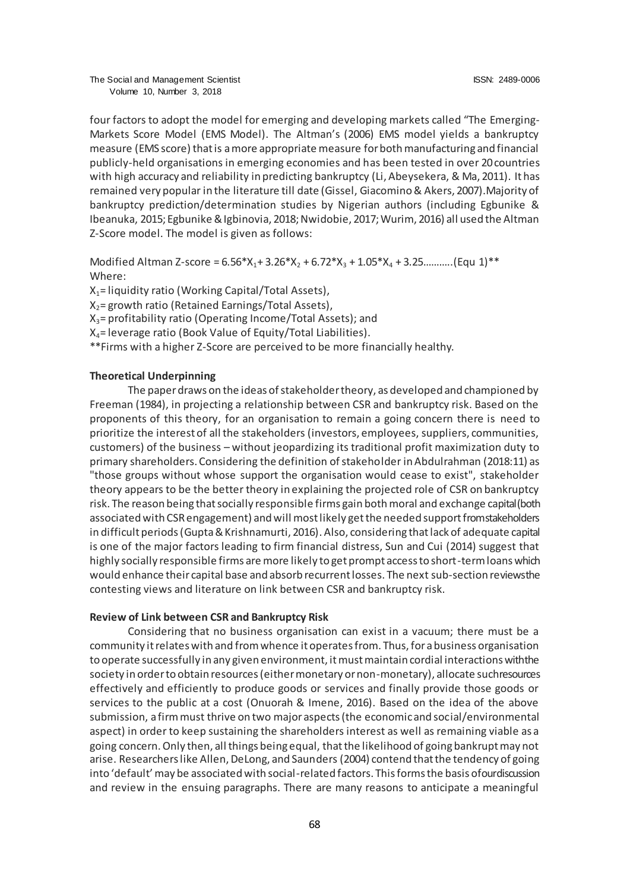four factors to adopt the model for emerging and developing markets called "The Emerging-Markets Score Model (EMS Model). The Altman's (2006) EMS model yields a bankruptcy measure (EMS score) that is a more appropriate measure for both manufacturing and financial publicly-held organisations in emerging economies and has been tested in over 20 countries with high accuracy and reliability in predicting bankruptcy (Li, Abeysekera, & Ma, 2011). It has remained very popular in the literature till date (Gissel, Giacomino & Akers, 2007). Majority of bankruptcy prediction/determination studies by Nigerian authors (including Egbunike & Ibeanuka, 2015; Egbunike & Igbinovia, 2018; Nwidobie, 2017; Wurim, 2016) all used the Altman Z-Score model. The model is given as follows:

Modified Altman Z-score = $6.56*X_1 + 3.26*X_2 + 6.72*X_3 + 1.05*X_4 + 3.25$...........(Equ 1)**

Where:

$X_1$ = liquidity ratio (Working Capital/Total Assets),

$X_2$ = growth ratio (Retained Earnings/Total Assets),

$X_3$ = profitability ratio (Operating Income/Total Assets); and

$X_4$ = leverage ratio (Book Value of Equity/Total Liabilities).

**Firms with a higher Z-Score are perceived to be more financially healthy.

**Theoretical Underpinning**

The paper draws on the ideas of stakeholder theory, as developed and championed by Freeman (1984), in projecting a relationship between CSR and bankruptcy risk. Based on the proponents of this theory, for an organisation to remain a going concern there is need to prioritize the interest of all the stakeholders (investors, employees, suppliers, communities, customers) of the business – without jeopardizing its traditional profit maximization duty to primary shareholders. Considering the definition of stakeholder in Abdulrahman (2018:11) as "those groups without whose support the organisation would cease to exist", stakeholder theory appears to be the better theory in explaining the projected role of CSR on bankruptcy risk. The reason being that socially responsible firms gain both moral and exchange capital (both associated with CSR engagement) and will most likely get the needed support from stakeholders in difficult periods (Gupta & Krishnamurti, 2016). Also, considering that lack of adequate capital is one of the major factors leading to firm financial distress, Sun and Cui (2014) suggest that highly socially responsible firms are more likely to get prompt access to short-term loans which would enhance their capital base and absorb recurrent losses. The next sub-section reviews the contesting views and literature on link between CSR and bankruptcy risk.

**Review of Link between CSR and Bankruptcy Risk**

Considering that no business organisation can exist in a vacuum; there must be a community it relates with and from whence it operates from. Thus, for a business organisation to operate successfully in any given environment, it must maintain cordial interactions with the society in order to obtain resources (either monetary or non-monetary), allocate such resources effectively and efficiently to produce goods or services and finally provide those goods or services to the public at a cost (Onuorah & Imene, 2016). Based on the idea of the above submission, a firm must thrive on two major aspects (the economic and social/environmental aspect) in order to keep sustaining the shareholders interest as well as remaining viable as a going concern. Only then, all things being equal, that the likelihood of going bankrupt may not arise. Researchers like Allen, DeLong, and Saunders (2004) contend that the tendency of going into 'default' may be associated with social-related factors. This forms the basis of our discussion and review in the ensuing paragraphs. There are many reasons to anticipate a meaningful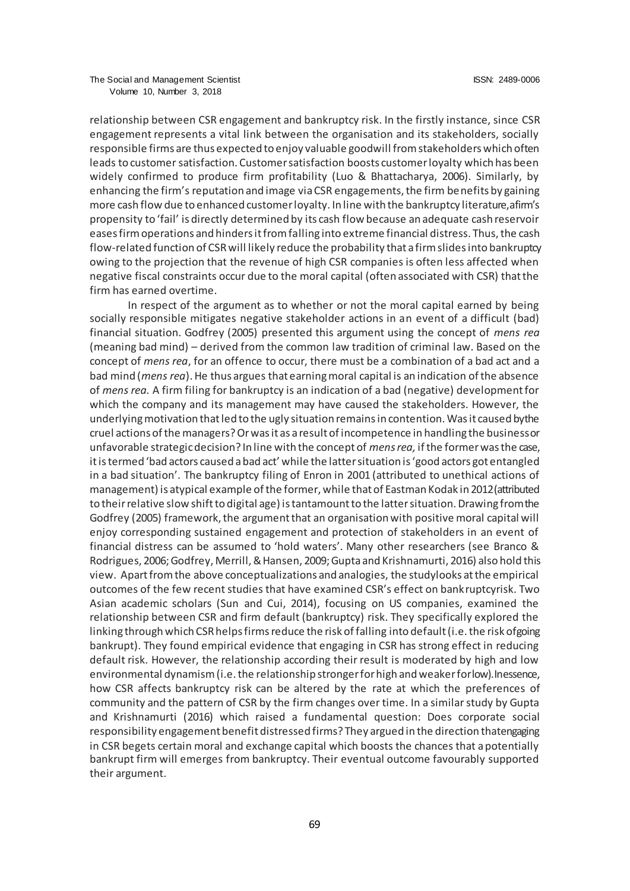relationship between CSR engagement and bankruptcy risk. In the firstly instance, since CSR engagement represents a vital link between the organisation and its stakeholders, socially responsible firms are thus expected to enjoy valuable goodwill from stakeholders which often leads to customer satisfaction. Customer satisfaction boosts customer loyalty which has been widely confirmed to produce firm profitability (Luo & Bhattacharya, 2006). Similarly, by enhancing the firm's reputation and image via CSR engagements, the firm benefits by gaining more cash flow due to enhanced customer loyalty. In line with the bankruptcy literature, a firm's propensity to 'fail' is directly determined by its cash flow because an adequate cash reservoir eases firm operations and hinders it from falling into extreme financial distress. Thus, the cash flow-related function of CSR will likely reduce the probability that a firm slides into bankruptcy owing to the projection that the revenue of high CSR companies is often less affected when negative fiscal constraints occur due to the moral capital (often associated with CSR) that the firm has earned overtime.

In respect of the argument as to whether or not the moral capital earned by being socially responsible mitigates negative stakeholder actions in an event of a difficult (bad) financial situation. Godfrey (2005) presented this argument using the concept of *mens rea* (meaning bad mind) – derived from the common law tradition of criminal law. Based on the concept of *mens rea*, for an offence to occur, there must be a combination of a bad act and a bad mind (*mens rea*). He thus argues that earning moral capital is an indication of the absence of *mens rea.* A firm filing for bankruptcy is an indication of a bad (negative) development for which the company and its management may have caused the stakeholders. However, the underlying motivation that led to the ugly situation remains in contention. Was it caused by the cruel actions of the managers? Or was it as a result of incompetence in handling the business or unfavorable strategic decision? In line with the concept of *mens rea,* if the former was the case, it is termed 'bad actors caused a bad act' while the latter situation is 'good actors got entangled in a bad situation'. The bankruptcy filing of Enron in 2001 (attributed to unethical actions of management) is a typical example of the former, while that of Eastman Kodak in 2012 (attributed to their relative slow shift to digital age) is tantamount to the latter situation. Drawing from the Godfrey (2005) framework, the argument that an organisation with positive moral capital will enjoy corresponding sustained engagement and protection of stakeholders in an event of financial distress can be assumed to 'hold waters'. Many other researchers (see Branco & Rodrigues, 2006; Godfrey, Merrill, & Hansen, 2009; Gupta and Krishnamurti, 2016) also hold this view. Apart from the above conceptualizations and analogies, the study looks at the empirical outcomes of the few recent studies that have examined CSR's effect on bankruptcy risk. Two Asian academic scholars (Sun and Cui, 2014), focusing on US companies, examined the relationship between CSR and firm default (bankruptcy) risk. They specifically explored the linking through which CSR helps firms reduce the risk of falling into default (i.e. the risk of going bankrupt). They found empirical evidence that engaging in CSR has strong effect in reducing default risk. However, the relationship according their result is moderated by high and low environmental dynamism (i.e. the relationship stronger for high and weaker for low). In essence, how CSR affects bankruptcy risk can be altered by the rate at which the preferences of community and the pattern of CSR by the firm changes over time. In a similar study by Gupta and Krishnamurti (2016) which raised a fundamental question: Does corporate social responsibility engagement benefit distressed firms? They argued in the direction that engaging in CSR begets certain moral and exchange capital which boosts the chances that a potentially bankrupt firm will emerges from bankruptcy. Their eventual outcome favourably supported their argument.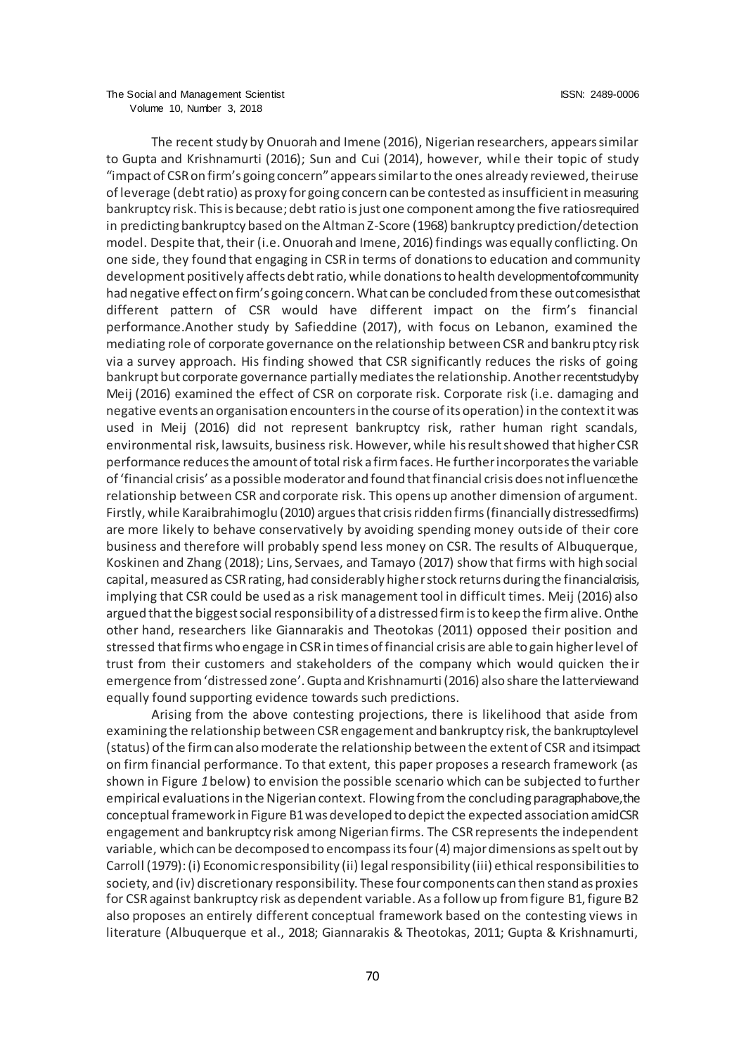The recent study by Onuorah and Imene (2016), Nigerian researchers, appears similar to Gupta and Krishnamurti (2016); Sun and Cui (2014), however, while their topic of study "impact of CSR on firm's going concern" appears similar to the ones already reviewed, their use of leverage (debt ratio) as proxy for going concern can be contested as insufficient in measuring bankruptcy risk. This is because; debt ratio is just one component among the five ratios required in predicting bankruptcy based on the Altman Z-Score (1968) bankruptcy prediction/detection model. Despite that, their (i.e. Onuorah and Imene, 2016) findings was equally conflicting. On one side, they found that engaging in CSR in terms of donations to education and community development positively affects debt ratio, while donations to health development of community had negative effect on firm's going concern. What can be concluded from these outcomes is that different pattern of CSR would have different impact on the firm's financial performance.Another study by Safieddine (2017), with focus on Lebanon, examined the mediating role of corporate governance on the relationship between CSR and bankruptcy risk via a survey approach. His finding showed that CSR significantly reduces the risks of going bankrupt but corporate governance partially mediates the relationship. Another recent study by Meij (2016) examined the effect of CSR on corporate risk. Corporate risk (i.e. damaging and negative events an organisation encounters in the course of its operation) in the context it was used in Meij (2016) did not represent bankruptcy risk, rather human right scandals, environmental risk, lawsuits, business risk. However, while his result showed that higher CSR performance reduces the amount of total risk a firm faces. He further incorporates the variable of 'financial crisis' as a possible moderator and found that financial crisis does not influence the relationship between CSR and corporate risk. This opens up another dimension of argument. Firstly, while Karaibrahimoglu (2010) argues that crisis ridden firms (financially distressed firms) are more likely to behave conservatively by avoiding spending money outside of their core business and therefore will probably spend less money on CSR. The results of Albuquerque, Koskinen and Zhang (2018); Lins, Servaes, and Tamayo (2017) show that firms with high social capital, measured as CSR rating, had considerably higher stock returns during the financial crisis, implying that CSR could be used as a risk management tool in difficult times. Meij (2016) also argued that the biggest social responsibility of a distressed firm is to keep the firm alive. On the other hand, researchers like Giannarakis and Theotokas (2011) opposed their position and stressed that firms who engage in CSR in times of financial crisis are able to gain higher level of trust from their customers and stakeholders of the company which would quicken their emergence from 'distressed zone'. Gupta and Krishnamurti (2016) also share the latter view and equally found supporting evidence towards such predictions.

Arising from the above contesting projections, there is likelihood that aside from examining the relationship between CSR engagement and bankruptcy risk, the bankruptcy level (status) of the firm can also moderate the relationship between the extent of CSR and its impact on firm financial performance. To that extent, this paper proposes a research framework (as shown in Figure *1* below) to envision the possible scenario which can be subjected to further empirical evaluations in the Nigerian context. Flowing from the concluding paragraph above, the conceptual framework in Figure B1 was developed to depict the expected association amid CSR engagement and bankruptcy risk among Nigerian firms. The CSR represents the independent variable, which can be decomposed to encompass its four (4) major dimensions as spelt out by Carroll (1979): (i) Economic responsibility (ii) legal responsibility (iii) ethical responsibilities to society, and (iv) discretionary responsibility. These four components can then stand as proxies for CSR against bankruptcy risk as dependent variable. As a follow up from figure B1, figure B2 also proposes an entirely different conceptual framework based on the contesting views in literature (Albuquerque et al., 2018; Giannarakis & Theotokas, 2011; Gupta & Krishnamurti,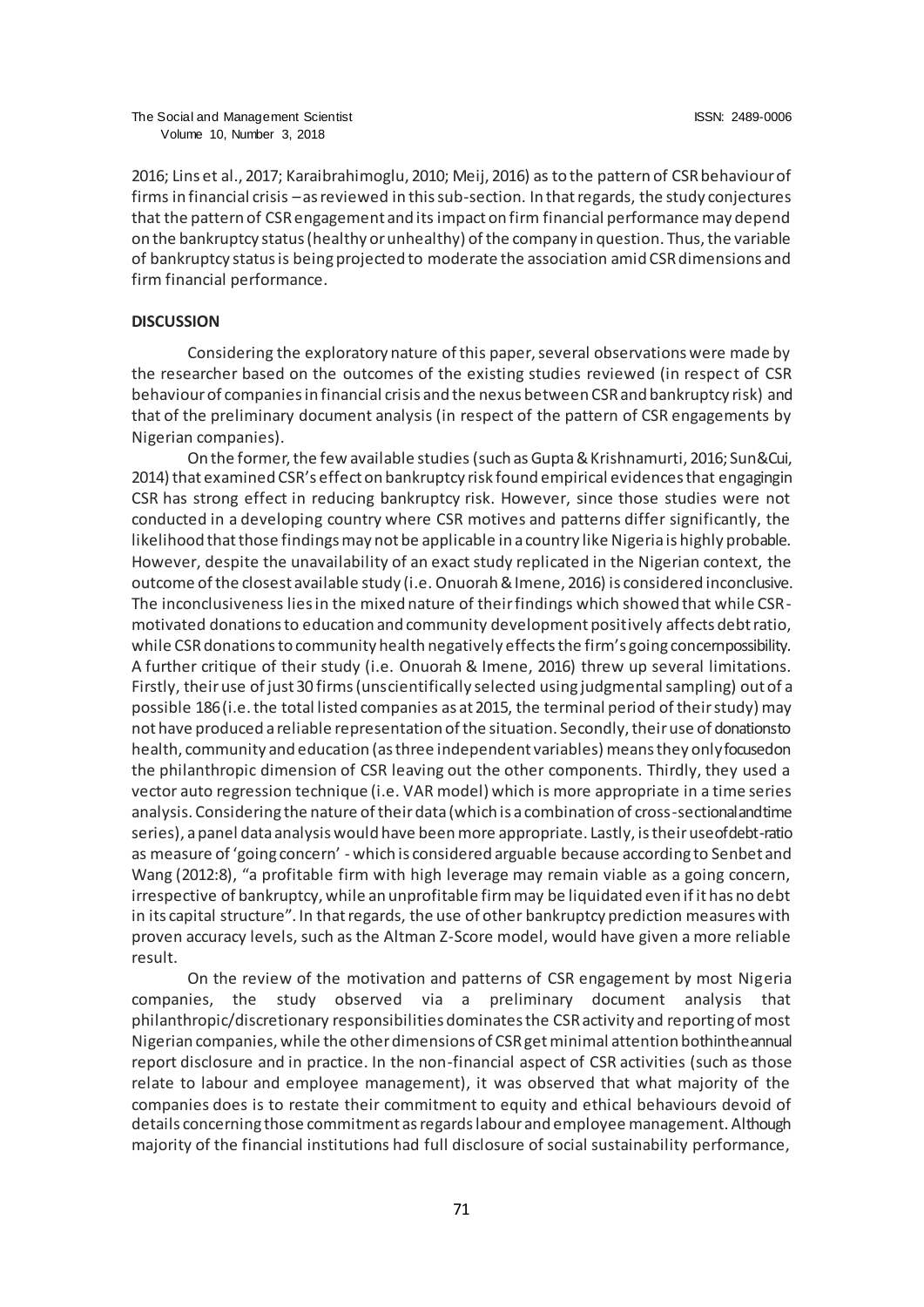2016; Lins et al., 2017; Karaibrahimoglu, 2010; Meij, 2016) as to the pattern of CSR behaviour of firms in financial crisis – as reviewed in this sub-section. In that regards, the study conjectures that the pattern of CSR engagement and its impact on firm financial performance may depend on the bankruptcy status (healthy or unhealthy) of the company in question. Thus, the variable of bankruptcy status is being projected to moderate the association amid CSR dimensions and firm financial performance.

## DISCUSSION

Considering the exploratory nature of this paper, several observations were made by the researcher based on the outcomes of the existing studies reviewed (in respect of CSR behaviour of companies in financial crisis and the nexus between CSR and bankruptcy risk) and that of the preliminary document analysis (in respect of the pattern of CSR engagements by Nigerian companies).

On the former, the few available studies (such as Gupta & Krishnamurti, 2016; Sun&Cui, 2014) that examined CSR's effect on bankruptcy risk found empirical evidences that engagingin CSR has strong effect in reducing bankruptcy risk. However, since those studies were not conducted in a developing country where CSR motives and patterns differ significantly, the likelihood that those findings may not be applicable in a country like Nigeria is highly probable. However, despite the unavailability of an exact study replicated in the Nigerian context, the outcome of the closest available study (i.e. Onuorah & Imene, 2016) is considered inconclusive. The inconclusiveness lies in the mixed nature of their findings which showed that while CSR-motivated donations to education and community development positively affects debt ratio, while CSR donations to community health negatively effects the firm's going concernpossibility. A further critique of their study (i.e. Onuorah & Imene, 2016) threw up several limitations. Firstly, their use of just 30 firms (unscientifically selected using judgmental sampling) out of a possible 186 (i.e. the total listed companies as at 2015, the terminal period of their study) may not have produced a reliable representation of the situation. Secondly, their use of donationsto health, community and education (as three independent variables) means they only focusedon the philanthropic dimension of CSR leaving out the other components. Thirdly, they used a vector auto regression technique (i.e. VAR model) which is more appropriate in a time series analysis. Considering the nature of their data (which is a combination of cross-sectionalandtime series), a panel data analysis would have been more appropriate. Lastly, is their useofdebt-ratio as measure of 'going concern' - which is considered arguable because according to Senbet and Wang (2012:8), "a profitable firm with high leverage may remain viable as a going concern, irrespective of bankruptcy, while an unprofitable firm may be liquidated even if it has no debt in its capital structure". In that regards, the use of other bankruptcy prediction measures with proven accuracy levels, such as the Altman Z-Score model, would have given a more reliable result.

On the review of the motivation and patterns of CSR engagement by most Nigeria companies, the study observed via a preliminary document analysis that philanthropic/discretionary responsibilities dominates the CSR activity and reporting of most Nigerian companies, while the other dimensions of CSR get minimal attention bothintheannual report disclosure and in practice. In the non-financial aspect of CSR activities (such as those relate to labour and employee management), it was observed that what majority of the companies does is to restate their commitment to equity and ethical behaviours devoid of details concerning those commitment as regards labour and employee management. Although majority of the financial institutions had full disclosure of social sustainability performance,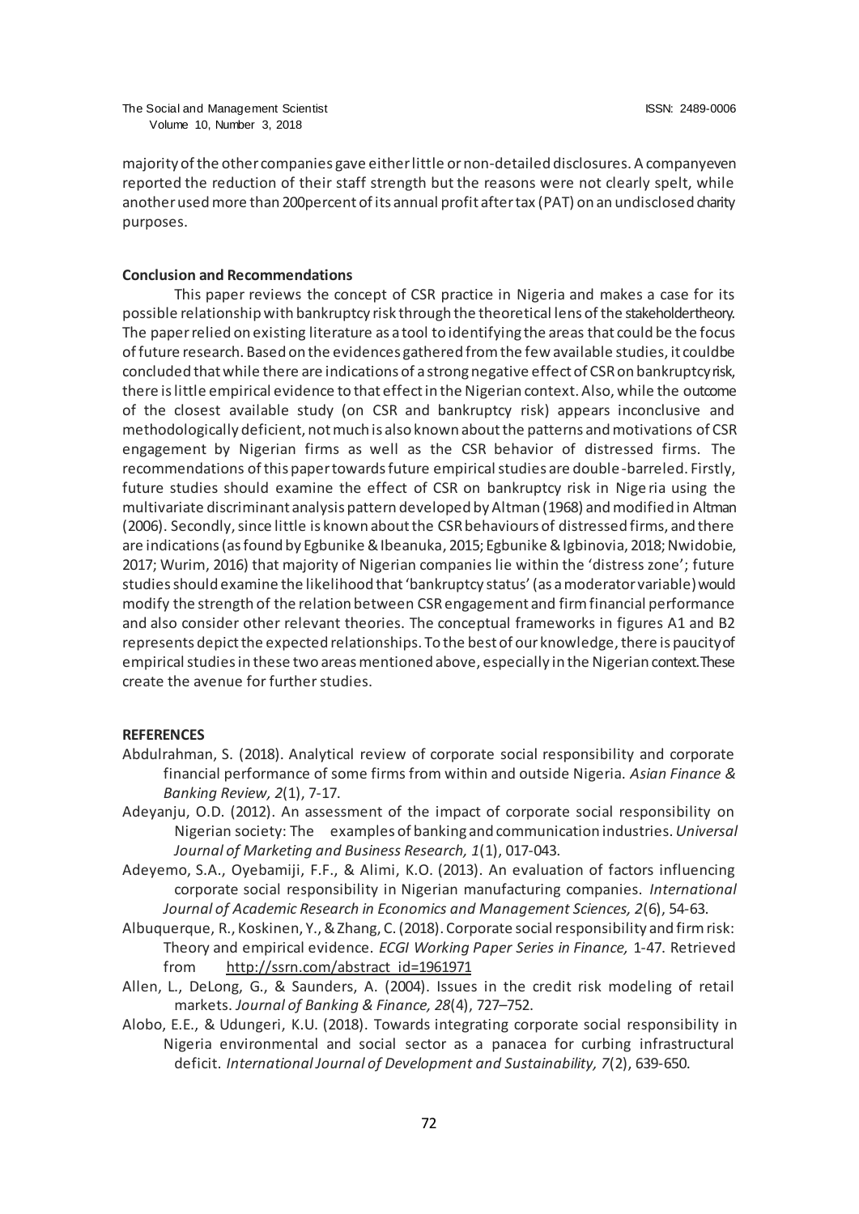majority of the other companies gave either little or non-detailed disclosures. A companyeven reported the reduction of their staff strength but the reasons were not clearly spelt, while another used more than 200percent of its annual profit after tax (PAT) on an undisclosed charity purposes.

**Conclusion and Recommendations**

This paper reviews the concept of CSR practice in Nigeria and makes a case for its possible relationship with bankruptcy risk through the theoretical lens of the stakeholdertheory. The paper relied on existing literature as a tool to identifying the areas that could be the focus of future research. Based on the evidences gathered from the few available studies, it couldbe concluded that while there are indications of a strong negative effect of CSR on bankruptcy risk, there is little empirical evidence to that effect in the Nigerian context. Also, while the outcome of the closest available study (on CSR and bankruptcy risk) appears inconclusive and methodologically deficient, not much is also known about the patterns and motivations of CSR engagement by Nigerian firms as well as the CSR behavior of distressed firms. The recommendations of this paper towards future empirical studies are double-barreled. Firstly, future studies should examine the effect of CSR on bankruptcy risk in Nige ria using the multivariate discriminant analysis pattern developed by Altman (1968) and modified in Altman (2006). Secondly, since little is known about the CSR behaviours of distressed firms, and there are indications (as found by Egbunike & Ibeanuka, 2015; Egbunike & Igbinovia, 2018; Nwidobie, 2017; Wurim, 2016) that majority of Nigerian companies lie within the 'distress zone'; future studies should examine the likelihood that 'bankruptcy status' (as a moderator variable) would modify the strength of the relation between CSR engagement and firm financial performance and also consider other relevant theories. The conceptual frameworks in figures A1 and B2 represents depict the expected relationships. To the best of our knowledge, there is paucity of empirical studies in these two areas mentioned above, especially in the Nigerian context.These create the avenue for further studies.

**REFERENCES**

Abdulrahman, S. (2018). Analytical review of corporate social responsibility and corporate financial performance of some firms from within and outside Nigeria. *Asian Finance & Banking Review, 2*(1), 7-17.

Adeyanju, O.D. (2012). An assessment of the impact of corporate social responsibility on Nigerian society: The examples of banking and communication industries. *Universal Journal of Marketing and Business Research, 1*(1), 017-043.

Adeyemo, S.A., Oyebamiji, F.F., & Alimi, K.O. (2013). An evaluation of factors influencing corporate social responsibility in Nigerian manufacturing companies. *International Journal of Academic Research in Economics and Management Sciences, 2*(6), 54-63.

Albuquerque, R., Koskinen, Y., & Zhang, C. (2018). Corporate social responsibility and firm risk: Theory and empirical evidence. *ECGI Working Paper Series in Finance,* 1-47. Retrieved from http://ssrn.com/abstract_id=1961971

Allen, L., DeLong, G., & Saunders, A. (2004). Issues in the credit risk modeling of retail markets. *Journal of Banking & Finance, 28*(4), 727–752.

Alobo, E.E., & Udungeri, K.U. (2018). Towards integrating corporate social responsibility in Nigeria environmental and social sector as a panacea for curbing infrastructural deficit. *International Journal of Development and Sustainability, 7*(2), 639-650.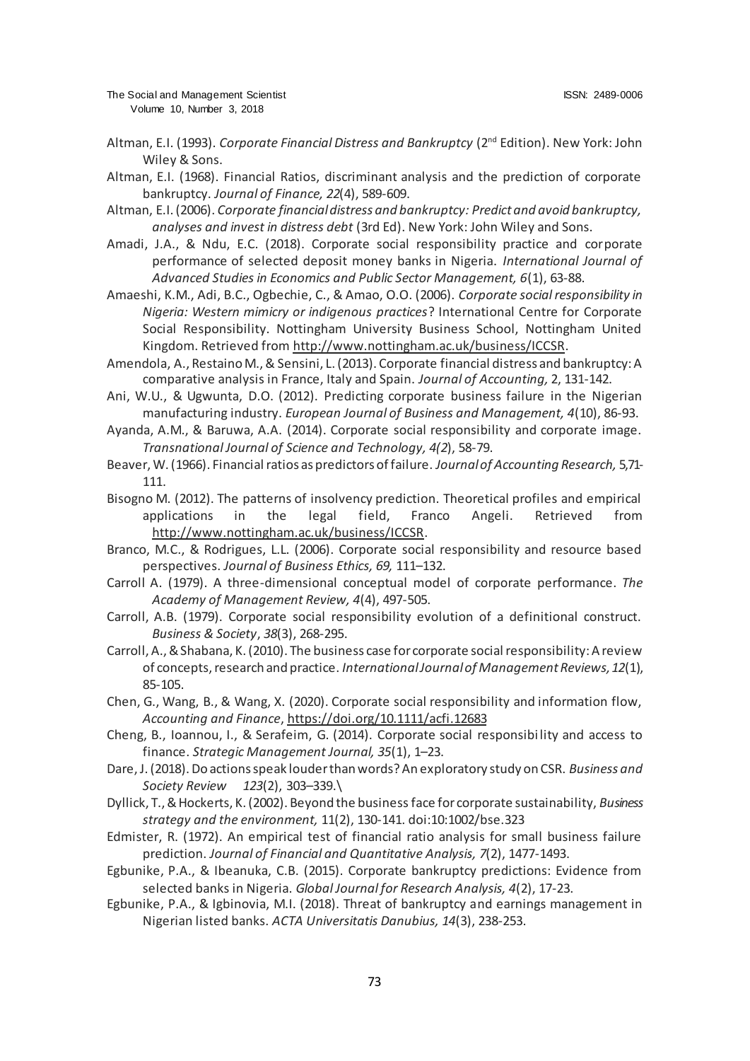Altman, E.I. (1993). *Corporate Financial Distress and Bankruptcy* (2nd Edition). New York: John Wiley & Sons.

Altman, E.I. (1968). Financial Ratios, discriminant analysis and the prediction of corporate bankruptcy. *Journal of Finance, 22*(4), 589-609.

Altman, E.I. (2006). *Corporate financial distress and bankruptcy: Predict and avoid bankruptcy, analyses and invest in distress debt* (3rd Ed). New York: John Wiley and Sons.

Amadi, J.A., & Ndu, E.C. (2018). Corporate social responsibility practice and corporate performance of selected deposit money banks in Nigeria. *International Journal of Advanced Studies in Economics and Public Sector Management, 6*(1), 63-88.

Amaeshi, K.M., Adi, B.C., Ogbechie, C., & Amao, O.O. (2006). *Corporate social responsibility in Nigeria: Western mimicry or indigenous practices*? International Centre for Corporate Social Responsibility. Nottingham University Business School, Nottingham United Kingdom. Retrieved from http://www.nottingham.ac.uk/business/ICCSR.

Amendola, A., Restaino M., & Sensini, L. (2013). Corporate financial distress and bankruptcy: A comparative analysis in France, Italy and Spain. *Journal of Accounting,* 2, 131-142.

Ani, W.U., & Ugwunta, D.O. (2012). Predicting corporate business failure in the Nigerian manufacturing industry. *European Journal of Business and Management, 4*(10), 86-93.

Ayanda, A.M., & Baruwa, A.A. (2014). Corporate social responsibility and corporate image. *Transnational Journal of Science and Technology, 4(2*), 58-79.

Beaver, W. (1966). Financial ratios as predictors of failure. *Journal of Accounting Research,* 5,71-111.

Bisogno M. (2012). The patterns of insolvency prediction. Theoretical profiles and empirical applications in the legal field, Franco Angeli. Retrieved from http://www.nottingham.ac.uk/business/ICCSR.

Branco, M.C., & Rodrigues, L.L. (2006). Corporate social responsibility and resource based perspectives. *Journal of Business Ethics, 69,* 111–132.

Carroll A. (1979). A three-dimensional conceptual model of corporate performance. *The Academy of Management Review, 4*(4), 497-505.

Carroll, A.B. (1979). Corporate social responsibility evolution of a definitional construct. *Business & Society*, *38*(3), 268-295.

Carroll, A., & Shabana, K. (2010). The business case for corporate social responsibility: A review of concepts, research and practice. *International Journal of Management Reviews, 12*(1), 85-105.

Chen, G., Wang, B., & Wang, X. (2020). Corporate social responsibility and information flow, *Accounting and Finance*, https://doi.org/10.1111/acfi.12683

Cheng, B., Ioannou, I., & Serafeim, G. (2014). Corporate social responsibility and access to finance. *Strategic Management Journal, 35*(1), 1–23.

Dare, J. (2018). Do actions speak louder than words? An exploratory study on CSR. *Business and Society Review 123*(2), 303–339.\

Dyllick, T., & Hockerts, K. (2002). Beyond the business face for corporate sustainability, *Business strategy and the environment,* 11(2), 130-141. doi:10:1002/bse.323

Edmister, R. (1972). An empirical test of financial ratio analysis for small business failure prediction. *Journal of Financial and Quantitative Analysis, 7*(2), 1477-1493.

Egbunike, P.A., & Ibeanuka, C.B. (2015). Corporate bankruptcy predictions: Evidence from selected banks in Nigeria. *Global Journal for Research Analysis, 4*(2), 17-23.

Egbunike, P.A., & Igbinovia, M.I. (2018). Threat of bankruptcy and earnings management in Nigerian listed banks. *ACTA Universitatis Danubius, 14*(3), 238-253.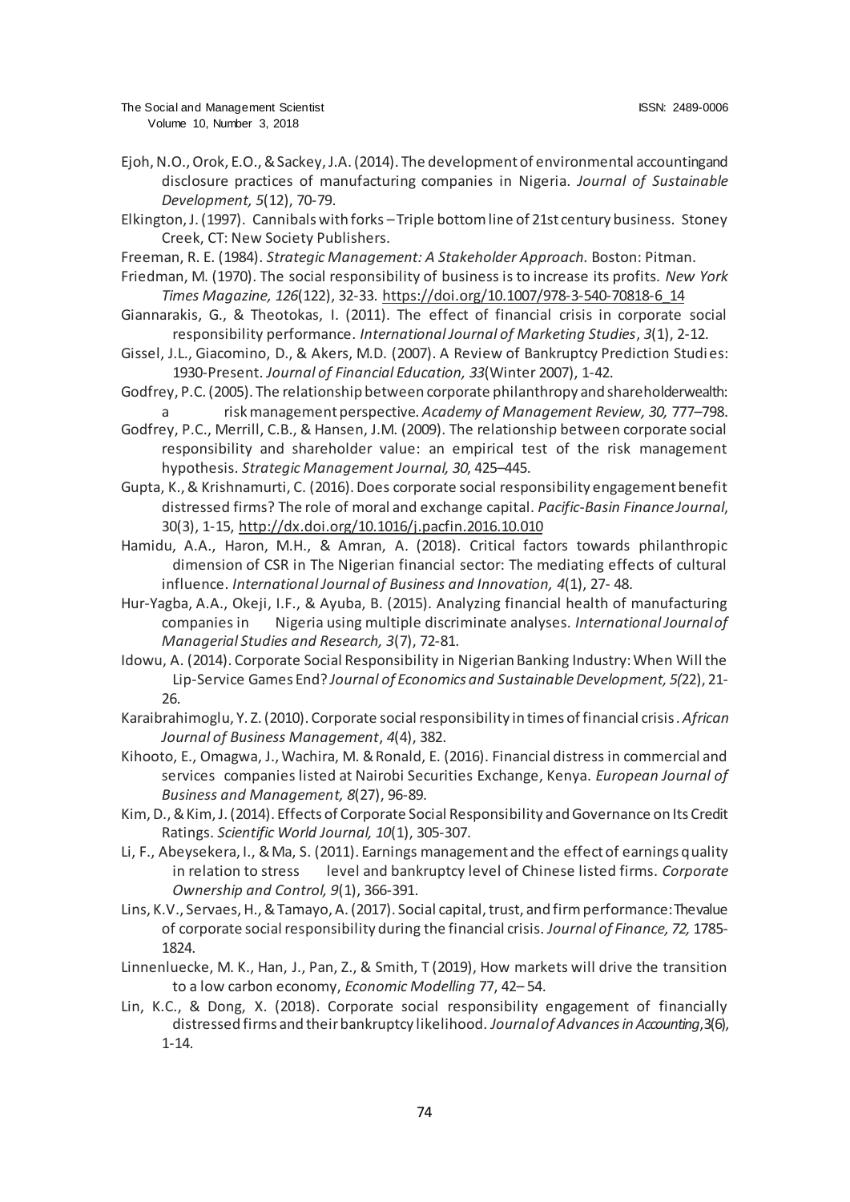Ejoh, N.O., Orok, E.O., & Sackey, J.A. (2014). The development of environmental accountingand disclosure practices of manufacturing companies in Nigeria. *Journal of Sustainable Development, 5*(12), 70-79.

Elkington, J. (1997). Cannibals with forks – Triple bottom line of 21st century business. Stoney Creek, CT: New Society Publishers.

Freeman, R. E. (1984). *Strategic Management: A Stakeholder Approach*. Boston: Pitman.

Friedman, M. (1970). The social responsibility of business is to increase its profits. *New York Times Magazine, 126*(122), 32-33. https://doi.org/10.1007/978-3-540-70818-6_14

Giannarakis, G., & Theotokas, I. (2011). The effect of financial crisis in corporate social responsibility performance. *International Journal of Marketing Studies*, *3*(1), 2-12.

Gissel, J.L., Giacomino, D., & Akers, M.D. (2007). A Review of Bankruptcy Prediction Studies: 1930-Present. *Journal of Financial Education, 33*(Winter 2007), 1-42.

Godfrey, P.C. (2005). The relationship between corporate philanthropy and shareholderwealth: a risk management perspective. *Academy of Management Review, 30,* 777–798.

Godfrey, P.C., Merrill, C.B., & Hansen, J.M. (2009). The relationship between corporate social responsibility and shareholder value: an empirical test of the risk management hypothesis. *Strategic Management Journal, 30*, 425–445.

Gupta, K., & Krishnamurti, C. (2016). Does corporate social responsibility engagement benefit distressed firms? The role of moral and exchange capital. *Pacific-Basin Finance Journal*, 30(3), 1-15, http://dx.doi.org/10.1016/j.pacfin.2016.10.010

Hamidu, A.A., Haron, M.H., & Amran, A. (2018). Critical factors towards philanthropic dimension of CSR in The Nigerian financial sector: The mediating effects of cultural influence. *International Journal of Business and Innovation, 4*(1), 27- 48.

Hur-Yagba, A.A., Okeji, I.F., & Ayuba, B. (2015). Analyzing financial health of manufacturing companies in Nigeria using multiple discriminate analyses. *International Journal of Managerial Studies and Research, 3*(7), 72-81.

Idowu, A. (2014). Corporate Social Responsibility in Nigerian Banking Industry: When Will the Lip-Service Games End? *Journal of Economics and Sustainable Development, 5(*22), 21-26.

Karaibrahimoglu, Y. Z. (2010). Corporate social responsibility in times of financial crisis. *African Journal of Business Management*, *4*(4), 382.

Kihooto, E., Omagwa, J., Wachira, M. & Ronald, E. (2016). Financial distress in commercial and services companies listed at Nairobi Securities Exchange, Kenya. *European Journal of Business and Management, 8*(27), 96-89.

Kim, D., & Kim, J. (2014). Effects of Corporate Social Responsibility and Governance on Its Credit Ratings. *Scientific World Journal, 10*(1), 305-307.

Li, F., Abeysekera, I., & Ma, S. (2011). Earnings management and the effect of earnings quality in relation to stress level and bankruptcy level of Chinese listed firms. *Corporate Ownership and Control, 9*(1), 366-391.

Lins, K.V., Servaes, H., & Tamayo, A. (2017). Social capital, trust, and firm performance: Thevalue of corporate social responsibility during the financial crisis. *Journal of Finance, 72,* 1785-1824.

Linnenluecke, M. K., Han, J., Pan, Z., & Smith, T (2019), How markets will drive the transition to a low carbon economy, *Economic Modelling* 77, 42– 54.

Lin, K.C., & Dong, X. (2018). Corporate social responsibility engagement of financially distressed firms and their bankruptcy likelihood. *Journal of Advances in Accounting*, 3(6), 1-14.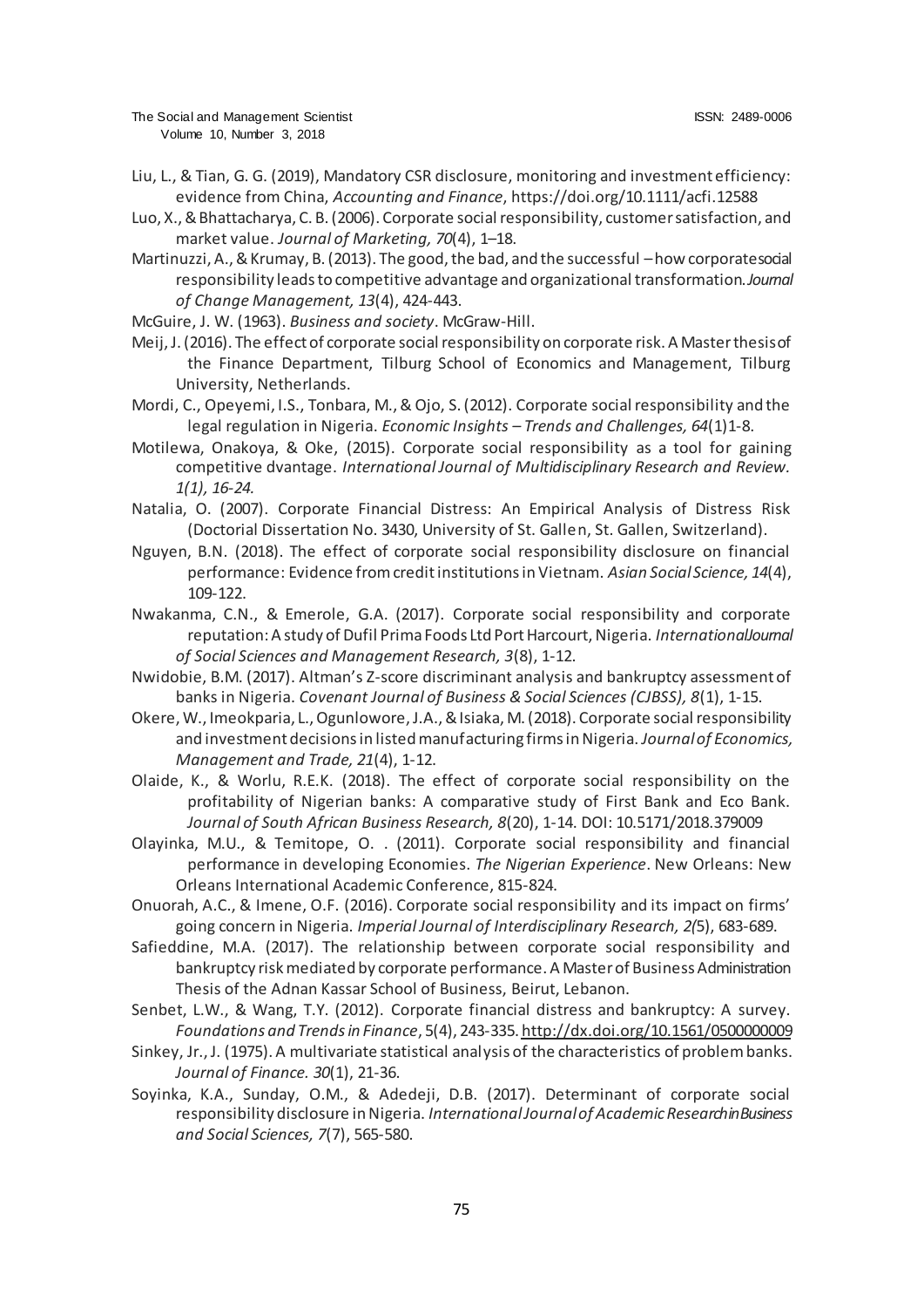Liu, L., & Tian, G. G. (2019), Mandatory CSR disclosure, monitoring and investment efficiency: evidence from China, *Accounting and Finance*, https://doi.org/10.1111/acfi.12588

Luo, X., & Bhattacharya, C. B. (2006). Corporate social responsibility, customer satisfaction, and market value. *Journal of Marketing, 70*(4), 1–18.

Martinuzzi, A., & Krumay, B. (2013). The good, the bad, and the successful – how corporate social responsibility leads to competitive advantage and organizational transformation. *Journal of Change Management, 13*(4), 424-443.

McGuire, J. W. (1963). *Business and society*. McGraw-Hill.

Meij, J. (2016). The effect of corporate social responsibility on corporate risk. A Master thesis of the Finance Department, Tilburg School of Economics and Management, Tilburg University, Netherlands.

Mordi, C., Opeyemi, I.S., Tonbara, M., & Ojo, S. (2012). Corporate social responsibility and the legal regulation in Nigeria. *Economic Insights – Trends and Challenges, 64*(1)1-8.

Motilewa, Onakoya, & Oke, (2015). Corporate social responsibility as a tool for gaining competitive dvantage. *International Journal of Multidisciplinary Research and Review. 1(1), 16-24.*

Natalia, O. (2007). Corporate Financial Distress: An Empirical Analysis of Distress Risk (Doctorial Dissertation No. 3430, University of St. Gallen, St. Gallen, Switzerland).

Nguyen, B.N. (2018). The effect of corporate social responsibility disclosure on financial performance: Evidence from credit institutions in Vietnam. *Asian Social Science, 14*(4), 109-122.

Nwakanma, C.N., & Emerole, G.A. (2017). Corporate social responsibility and corporate reputation: A study of Dufil Prima Foods Ltd Port Harcourt, Nigeria. *International Journal of Social Sciences and Management Research, 3*(8), 1-12.

Nwidobie, B.M. (2017). Altman's Z-score discriminant analysis and bankruptcy assessment of banks in Nigeria. *Covenant Journal of Business & Social Sciences (CJBSS), 8*(1), 1-15.

Okere, W., Imeokparia, L., Ogunlowore, J.A., & Isiaka, M. (2018). Corporate social responsibility and investment decisions in listed manufacturing firms in Nigeria. *Journal of Economics, Management and Trade, 21*(4), 1-12.

Olaide, K., & Worlu, R.E.K. (2018). The effect of corporate social responsibility on the profitability of Nigerian banks: A comparative study of First Bank and Eco Bank. *Journal of South African Business Research, 8*(20), 1-14. DOI: 10.5171/2018.379009

Olayinka, M.U., & Temitope, O. . (2011). Corporate social responsibility and financial performance in developing Economies. *The Nigerian Experience*. New Orleans: New Orleans International Academic Conference, 815-824.

Onuorah, A.C., & Imene, O.F. (2016). Corporate social responsibility and its impact on firms' going concern in Nigeria. *Imperial Journal of Interdisciplinary Research, 2*(5), 683-689.

Safieddine, M.A. (2017). The relationship between corporate social responsibility and bankruptcy risk mediated by corporate performance. A Master of Business Administration Thesis of the Adnan Kassar School of Business, Beirut, Lebanon.

Senbet, L.W., & Wang, T.Y. (2012). Corporate financial distress and bankruptcy: A survey. *Foundations and Trends in Finance*, 5(4), 243-335. http://dx.doi.org/10.1561/0500000009

Sinkey, Jr., J. (1975). A multivariate statistical analysis of the characteristics of problem banks. *Journal of Finance. 30*(1), 21-36.

Soyinka, K.A., Sunday, O.M., & Adedeji, D.B. (2017). Determinant of corporate social responsibility disclosure in Nigeria. *International Journal of Academic Research in Business and Social Sciences, 7*(7), 565-580.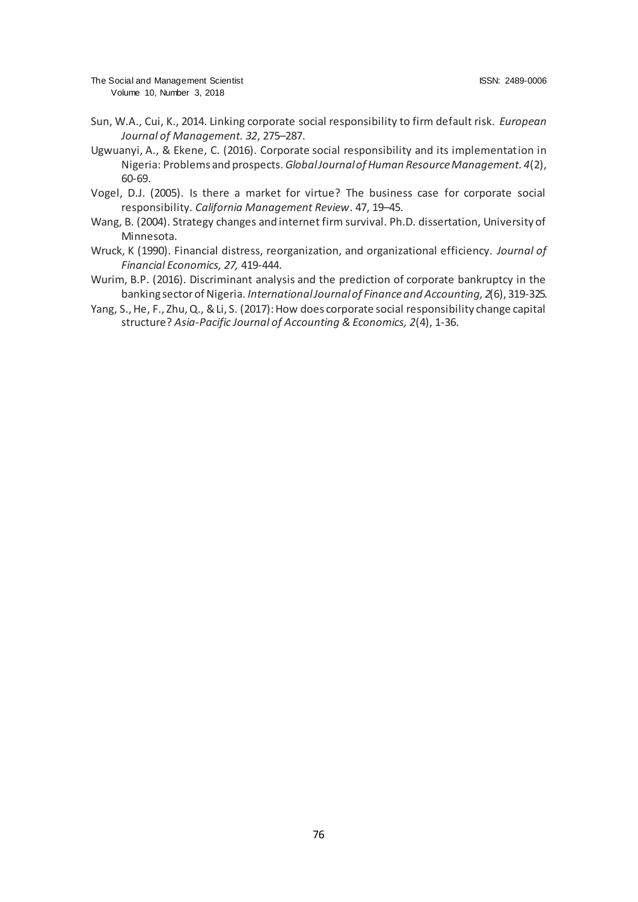Sun, W.A., Cui, K., 2014. Linking corporate social responsibility to firm default risk. *European Journal of Management. 32*, 275–287.

Ugwuanyi, A., & Ekene, C. (2016). Corporate social responsibility and its implementation in Nigeria: Problems and prospects. *Global Journal of Human Resource Management. 4*(2), 60-69.

Vogel, D.J. (2005). Is there a market for virtue? The business case for corporate social responsibility. *California Management Review*. 47, 19–45.

Wang, B. (2004). Strategy changes and internet firm survival. Ph.D. dissertation, University of Minnesota.

Wruck, K (1990). Financial distress, reorganization, and organizational efficiency. *Journal of Financial Economics, 27,* 419-444.

Wurim, B.P. (2016). Discriminant analysis and the prediction of corporate bankruptcy in the banking sector of Nigeria. *International Journal of Finance and Accounting, 2*(6), 319-325.

Yang, S., He, F., Zhu, Q., & Li, S. (2017): How does corporate social responsibility change capital structure? *Asia-Pacific Journal of Accounting & Economics, 2*(4), 1-36.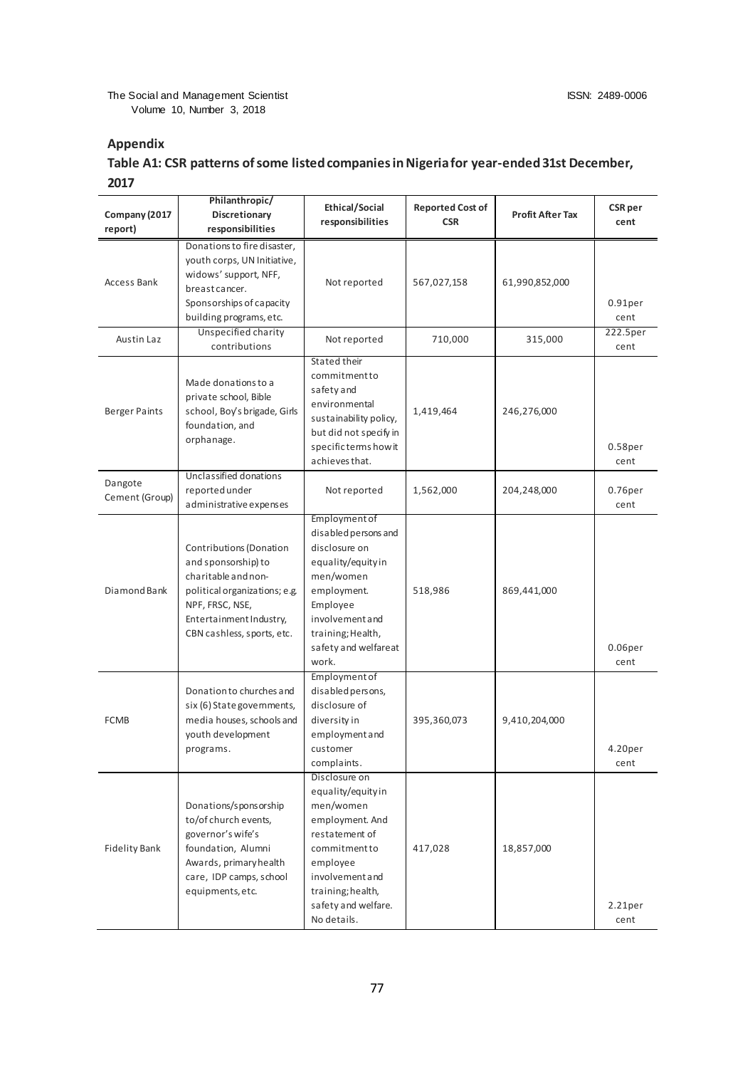## Appendix

### Table A1: CSR patterns of some listed companies in Nigeria for year-ended 31st December, 2017

| Company (2017 report) | Philanthropic/ Discretionary responsibilities | Ethical/Social responsibilities | Reported Cost of CSR | Profit After Tax | CSR per cent |
|---|---|---|---|---|---|
| Access Bank | Donations to fire disaster, youth corps, UN Initiative, widows' support, NFF, breast cancer. Sponsorships of capacity building programs, etc. | Not reported | 567,027,158 | 61,990,852,000 | 0.91per cent |
| Austin Laz | Unspecified charity contributions | Not reported | 710,000 | 315,000 | 222.5per cent |
| Berger Paints | Made donations to a private school, Bible school, Boy's brigade, Girls foundation, and orphanage. | Stated their commitment to safety and environmental sustainability policy, but did not specify in specific terms how it achieves that. | 1,419,464 | 246,276,000 | 0.58per cent |
| Dangote Cement (Group) | Unclassified donations reported under administrative expenses | Not reported | 1,562,000 | 204,248,000 | 0.76per cent |
| Diamond Bank | Contributions (Donation and sponsorship) to charitable and non-political organizations; e.g. NPF, FRSC, NSE, Entertainment Industry, CBN cashless, sports, etc. | Employment of disabled persons and disclosure on equality/equity in men/women employment. Employee involvement and training; Health, safety and welfare at work. | 518,986 | 869,441,000 | 0.06per cent |
| FCMB | Donation to churches and six (6) State governments, media houses, schools and youth development programs. | Employment of disabled persons, disclosure of diversity in employment and customer complaints. | 395,360,073 | 9,410,204,000 | 4.20per cent |
| Fidelity Bank | Donations/sponsorship to/of church events, governor's wife's foundation, Alumni Awards, primary health care, IDP camps, school equipments, etc. | Disclosure on equality/equity in men/women employment. And restatement of commitment to employee involvement and training; health, safety and welfare. No details. | 417,028 | 18,857,000 | 2.21per cent |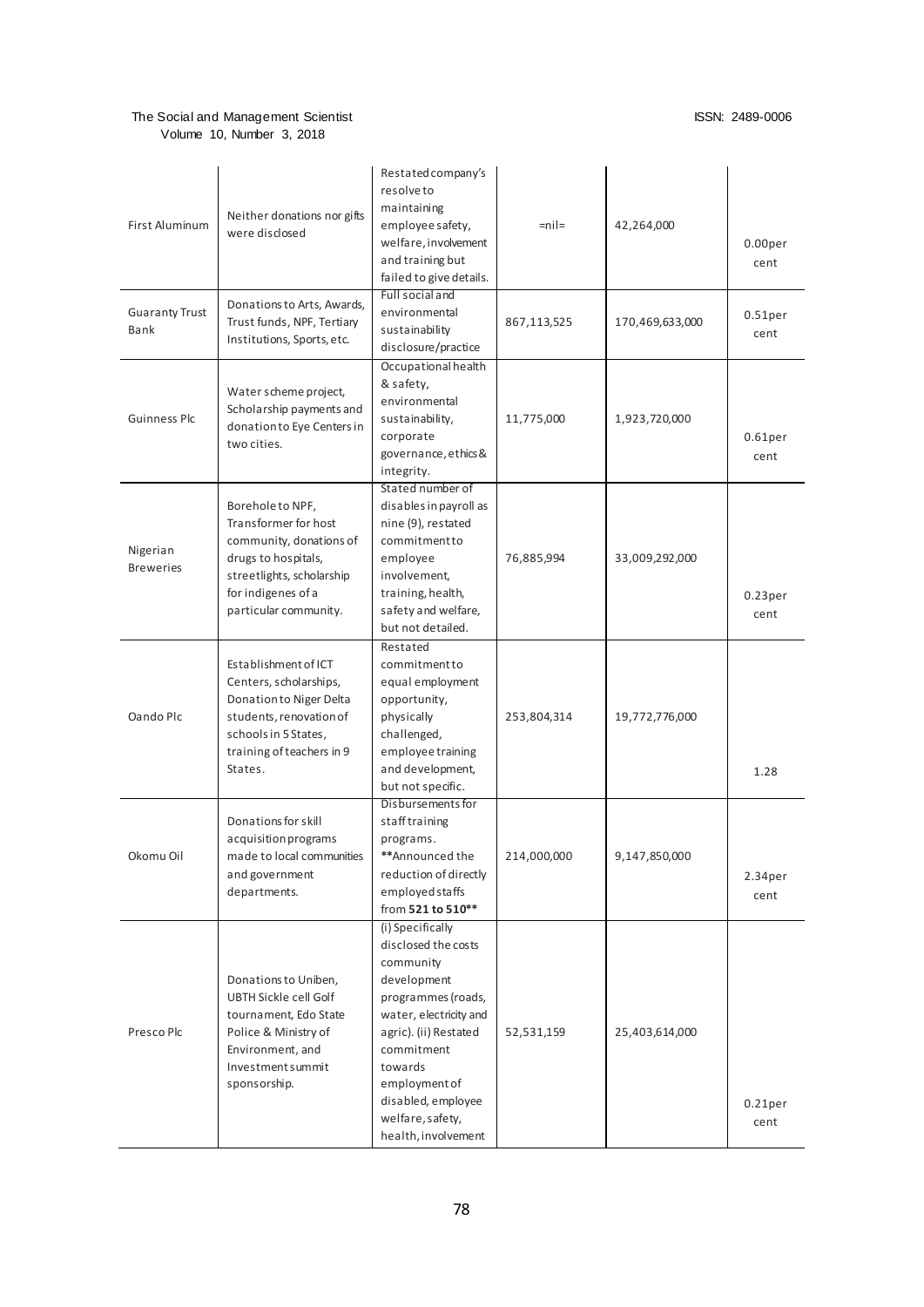| | | | | | |
|---|---|---|---|---|---|
| First Aluminum | Neither donations nor gifts were disclosed | Restated company's resolve to maintaining employee safety, welfare, involvement and training but failed to give details. | =nil= | 42,264,000 | 0.00per cent |
| Guaranty Trust Bank | Donations to Arts, Awards, Trust funds, NPF, Tertiary Institutions, Sports, etc. | Full social and environmental sustainability disclosure/practice | 867,113,525 | 170,469,633,000 | 0.51per cent |
| Guinness Plc | Water scheme project, Scholarship payments and donation to Eye Centers in two cities. | Occupational health & safety, environmental sustainability, corporate governance, ethics & integrity. | 11,775,000 | 1,923,720,000 | 0.61per cent |
| Nigerian Breweries | Borehole to NPF, Transformer for host community, donations of drugs to hospitals, streetlights, scholarship for indigenes of a particular community. | Stated number of disables in payroll as nine (9), restated commitment to employee involvement, training, health, safety and welfare, but not detailed. | 76,885,994 | 33,009,292,000 | 0.23per cent |
| Oando Plc | Establishment of ICT Centers, scholarships, Donation to Niger Delta students, renovation of schools in 5 States, training of teachers in 9 States. | Restated commitment to equal employment opportunity, physically challenged, employee training and development, but not specific. | 253,804,314 | 19,772,776,000 | 1.28 |
| Okomu Oil | Donations for skill acquisition programs made to local communities and government departments. | Disbursements for staff training programs. **Announced the reduction of directly employed staffs from **521 to 510**** | 214,000,000 | 9,147,850,000 | 2.34per cent |
| Presco Plc | Donations to Uniben, UBTH Sickle cell Golf tournament, Edo State Police & Ministry of Environment, and Investment summit sponsorship. | (i) Specifically disclosed the costs community development programmes (roads, water, electricity and agric). (ii) Restated commitment towards employment of disabled, employee welfare, safety, health, involvement | 52,531,159 | 25,403,614,000 | 0.21per cent |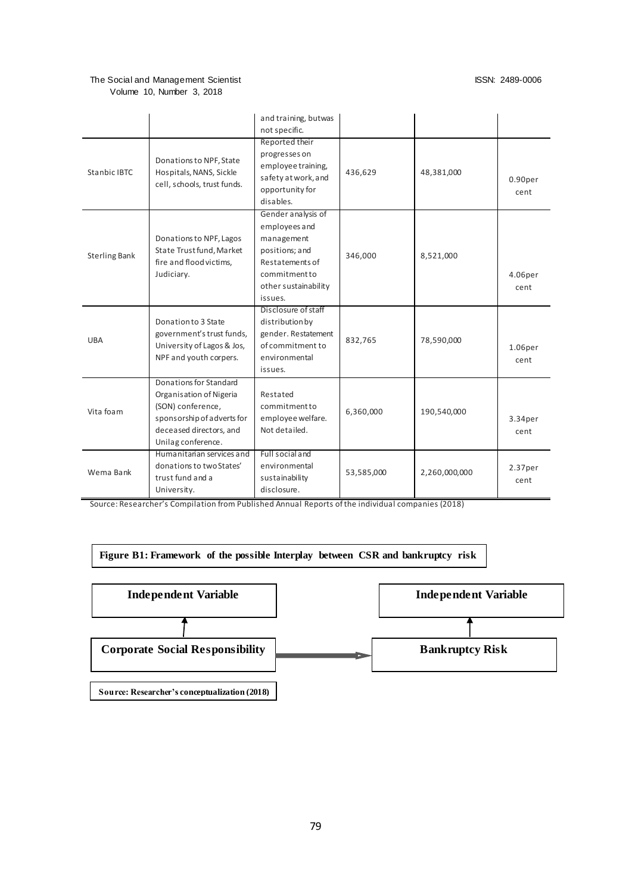| | | | | | |
|---|---|---|---|---|---|
| | | and training, butwas not specific. | | | |
| Stanbic IBTC | Donations to NPF, State Hospitals, NANS, Sickle cell, schools, trust funds. | Reported their progresses on employee training, safety at work, and opportunity for disables. | 436,629 | 48,381,000 | 0.90per cent |
| Sterling Bank | Donations to NPF, Lagos State Trust fund, Market fire and flood victims, Judiciary. | Gender analysis of employees and management positions; and Restatements of commitment to other sustainability issues. | 346,000 | 8,521,000 | 4.06per cent |
| UBA | Donation to 3 State government's trust funds, University of Lagos & Jos, NPF and youth corpers. | Disclosure of staff distribution by gender. Restatement of commitment to environmental issues. | 832,765 | 78,590,000 | 1.06per cent |
| Vita foam | Donations for Standard Organisation of Nigeria (SON) conference, sponsorship of adverts for deceased directors, and Unilag conference. | Restated commitment to employee welfare. Not detailed. | 6,360,000 | 190,540,000 | 3.34per cent |
| Wema Bank | Humanitarian services and donations to two States' trust fund and a University. | Full social and environmental sustainability disclosure. | 53,585,000 | 2,260,000,000 | 2.37per cent |

Source: Researcher's Compilation from Published Annual Reports of the individual companies (2018)

**Figure B1: Framework of the possible Interplay between CSR and bankruptcy risk**

| **Independent Variable** | | **Independent Variable** |
|---|---|---|
| **Corporate Social Responsibility** | → | **Bankruptcy Risk** |

**Source: Researcher's conceptualization (2018)**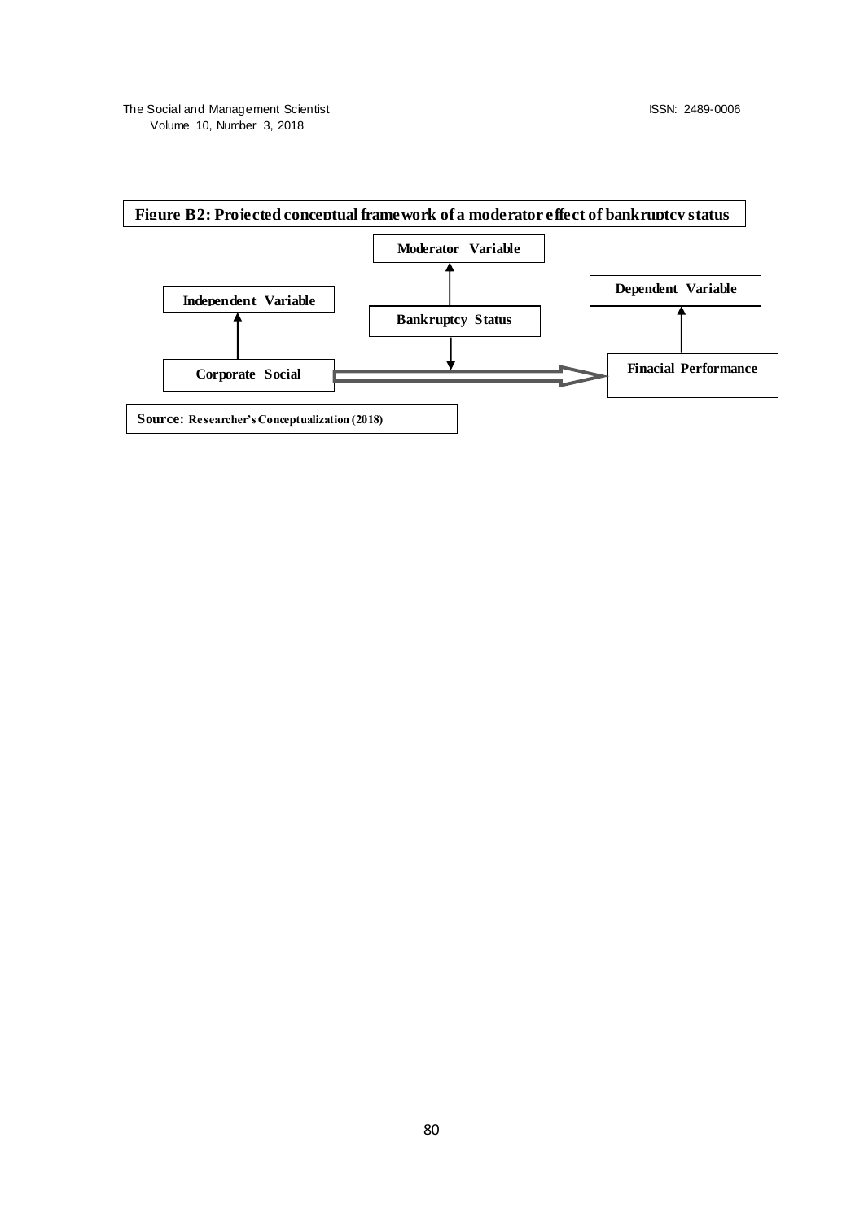**Figure B2: Projected conceptual framework of a moderator effect of bankruptcy status**

Moderator Variable

Bankruptcy Status

Independent Variable

Corporate Social

Dependent Variable

Finacial Performance

**Source:** Researcher's Conceptualization (2018)